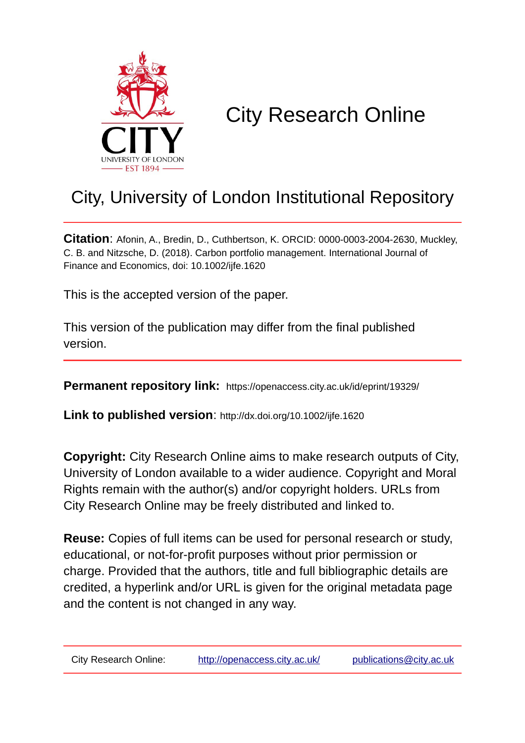CITY

UNIVERSITY OF LONDON

EST 1894

# City Research Online

## City, University of London Institutional Repository

**Citation**: Afonin, A., Bredin, D., Cuthbertson, K. ORCID: 0000-0003-2004-2630, Muckley, C. B. and Nitzsche, D. (2018). Carbon portfolio management. International Journal of Finance and Economics, doi: 10.1002/ijfe.1620

This is the accepted version of the paper.

This version of the publication may differ from the final published version.

**Permanent repository link:** https://openaccess.city.ac.uk/id/eprint/19329/

**Link to published version**: http://dx.doi.org/10.1002/ijfe.1620

**Copyright:** City Research Online aims to make research outputs of City, University of London available to a wider audience. Copyright and Moral Rights remain with the author(s) and/or copyright holders. URLs from City Research Online may be freely distributed and linked to.

**Reuse:** Copies of full items can be used for personal research or study, educational, or not-for-profit purposes without prior permission or charge. Provided that the authors, title and full bibliographic details are credited, a hyperlink and/or URL is given for the original metadata page and the content is not changed in any way.

City Research Online: http://openaccess.city.ac.uk/ publications@city.ac.uk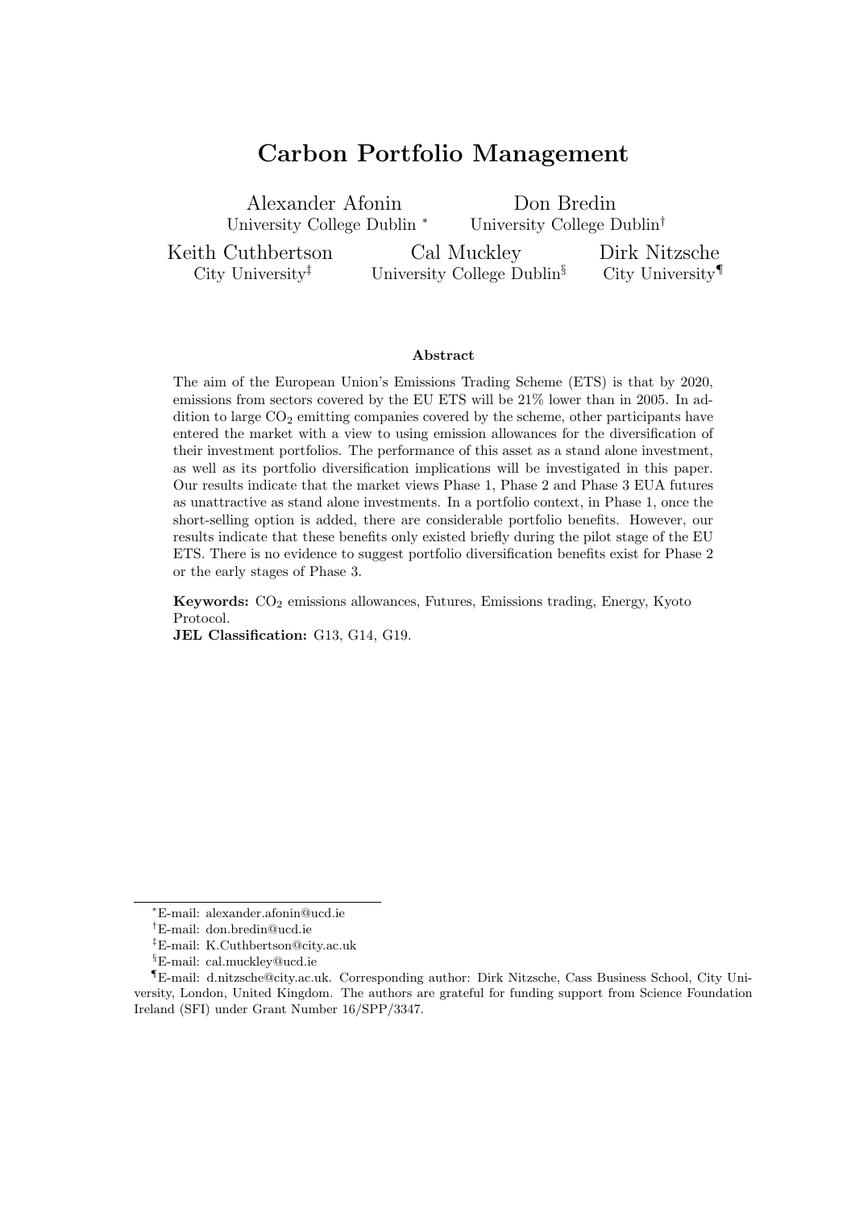# Carbon Portfolio Management

Alexander Afonin
University College Dublin [*]

Don Bredin
University College Dublin[†]

Keith Cuthbertson
City University[‡]

Cal Muckley
University College Dublin[§]

Dirk Nitzsche
City University[¶]

### Abstract

The aim of the European Union's Emissions Trading Scheme (ETS) is that by 2020, emissions from sectors covered by the EU ETS will be 21% lower than in 2005. In addition to large $CO_2$ emitting companies covered by the scheme, other participants have entered the market with a view to using emission allowances for the diversification of their investment portfolios. The performance of this asset as a stand alone investment, as well as its portfolio diversification implications will be investigated in this paper. Our results indicate that the market views Phase 1, Phase 2 and Phase 3 EUA futures as unattractive as stand alone investments. In a portfolio context, in Phase 1, once the short-selling option is added, there are considerable portfolio benefits. However, our results indicate that these benefits only existed briefly during the pilot stage of the EU ETS. There is no evidence to suggest portfolio diversification benefits exist for Phase 2 or the early stages of Phase 3.

**Keywords:** $CO_2$ emissions allowances, Futures, Emissions trading, Energy, Kyoto Protocol.
**JEL Classification:** G13, G14, G19.

---

[*] E-mail: alexander.afonin@ucd.ie

[†] E-mail: don.bredin@ucd.ie

[‡] E-mail: K.Cuthbertson@city.ac.uk

[§] E-mail: cal.muckley@ucd.ie

[¶] E-mail: d.nitzsche@city.ac.uk. Corresponding author: Dirk Nitzsche, Cass Business School, City University, London, United Kingdom. The authors are grateful for funding support from Science Foundation Ireland (SFI) under Grant Number 16/SPP/3347.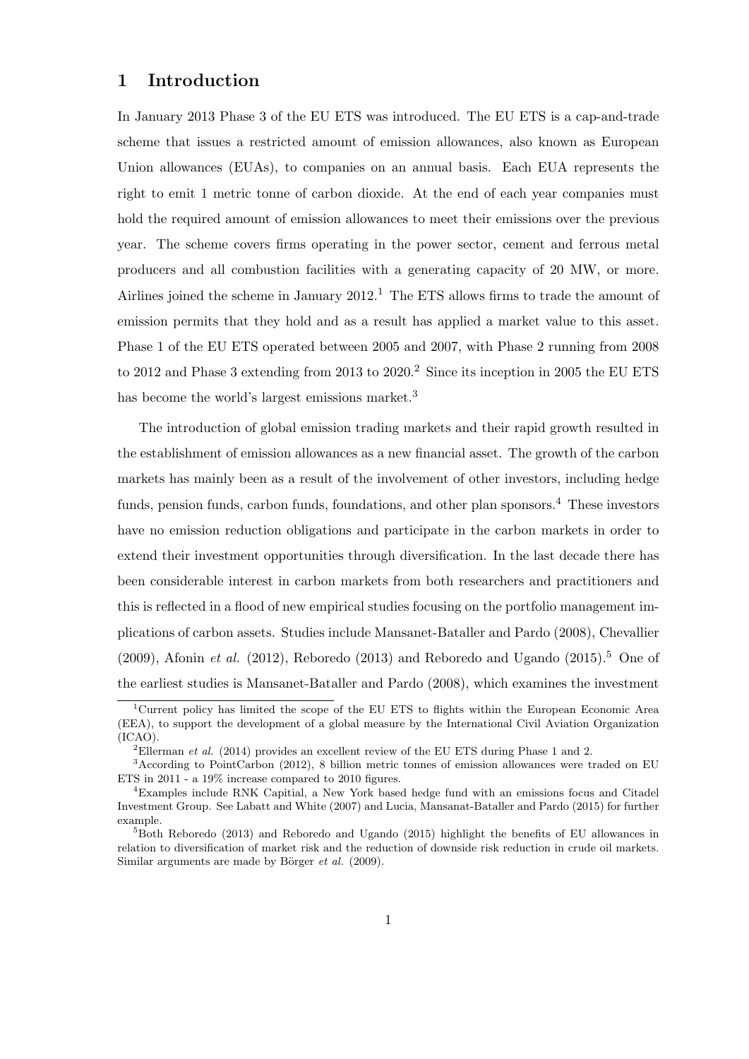# 1 Introduction

In January 2013 Phase 3 of the EU ETS was introduced. The EU ETS is a cap-and-trade scheme that issues a restricted amount of emission allowances, also known as European Union allowances (EUAs), to companies on an annual basis. Each EUA represents the right to emit 1 metric tonne of carbon dioxide. At the end of each year companies must hold the required amount of emission allowances to meet their emissions over the previous year. The scheme covers firms operating in the power sector, cement and ferrous metal producers and all combustion facilities with a generating capacity of 20 MW, or more. Airlines joined the scheme in January 2012.[1] The ETS allows firms to trade the amount of emission permits that they hold and as a result has applied a market value to this asset. Phase 1 of the EU ETS operated between 2005 and 2007, with Phase 2 running from 2008 to 2012 and Phase 3 extending from 2013 to 2020.[2] Since its inception in 2005 the EU ETS has become the world's largest emissions market.[3]

The introduction of global emission trading markets and their rapid growth resulted in the establishment of emission allowances as a new financial asset. The growth of the carbon markets has mainly been as a result of the involvement of other investors, including hedge funds, pension funds, carbon funds, foundations, and other plan sponsors.[4] These investors have no emission reduction obligations and participate in the carbon markets in order to extend their investment opportunities through diversification. In the last decade there has been considerable interest in carbon markets from both researchers and practitioners and this is reflected in a flood of new empirical studies focusing on the portfolio management implications of carbon assets. Studies include Mansanet-Bataller and Pardo (2008), Chevallier (2009), Afonin *et al.* (2012), Reboredo (2013) and Reboredo and Ugando (2015).[5] One of the earliest studies is Mansanet-Bataller and Pardo (2008), which examines the investment

---

[1] Current policy has limited the scope of the EU ETS to flights within the European Economic Area (EEA), to support the development of a global measure by the International Civil Aviation Organization (ICAO).

[2] Ellerman *et al.* (2014) provides an excellent review of the EU ETS during Phase 1 and 2.

[3] According to PointCarbon (2012), 8 billion metric tonnes of emission allowances were traded on EU ETS in 2011 - a 19% increase compared to 2010 figures.

[4] Examples include RNK Capitial, a New York based hedge fund with an emissions focus and Citadel Investment Group. See Labatt and White (2007) and Lucia, Mansanat-Bataller and Pardo (2015) for further example.

[5] Both Reboredo (2013) and Reboredo and Ugando (2015) highlight the benefits of EU allowances in relation to diversification of market risk and the reduction of downside risk reduction in crude oil markets. Similar arguments are made by Börger *et al.* (2009).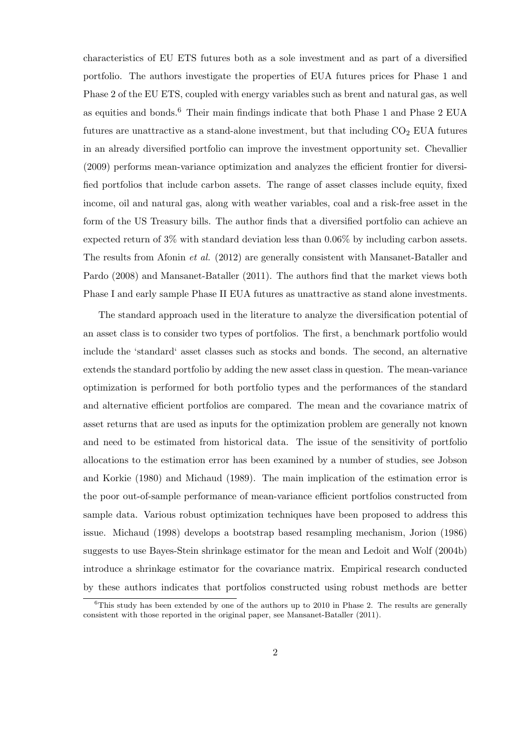characteristics of EU ETS futures both as a sole investment and as part of a diversified portfolio. The authors investigate the properties of EUA futures prices for Phase 1 and Phase 2 of the EU ETS, coupled with energy variables such as brent and natural gas, as well as equities and bonds.[6] Their main findings indicate that both Phase 1 and Phase 2 EUA futures are unattractive as a stand-alone investment, but that including $CO_2$ EUA futures in an already diversified portfolio can improve the investment opportunity set. Chevallier (2009) performs mean-variance optimization and analyzes the efficient frontier for diversified portfolios that include carbon assets. The range of asset classes include equity, fixed income, oil and natural gas, along with weather variables, coal and a risk-free asset in the form of the US Treasury bills. The author finds that a diversified portfolio can achieve an expected return of 3% with standard deviation less than 0.06% by including carbon assets. The results from Afonin *et al.* (2012) are generally consistent with Mansanet-Bataller and Pardo (2008) and Mansanet-Bataller (2011). The authors find that the market views both Phase I and early sample Phase II EUA futures as unattractive as stand alone investments.

The standard approach used in the literature to analyze the diversification potential of an asset class is to consider two types of portfolios. The first, a benchmark portfolio would include the 'standard' asset classes such as stocks and bonds. The second, an alternative extends the standard portfolio by adding the new asset class in question. The mean-variance optimization is performed for both portfolio types and the performances of the standard and alternative efficient portfolios are compared. The mean and the covariance matrix of asset returns that are used as inputs for the optimization problem are generally not known and need to be estimated from historical data. The issue of the sensitivity of portfolio allocations to the estimation error has been examined by a number of studies, see Jobson and Korkie (1980) and Michaud (1989). The main implication of the estimation error is the poor out-of-sample performance of mean-variance efficient portfolios constructed from sample data. Various robust optimization techniques have been proposed to address this issue. Michaud (1998) develops a bootstrap based resampling mechanism, Jorion (1986) suggests to use Bayes-Stein shrinkage estimator for the mean and Ledoit and Wolf (2004b) introduce a shrinkage estimator for the covariance matrix. Empirical research conducted by these authors indicates that portfolios constructed using robust methods are better

[6] This study has been extended by one of the authors up to 2010 in Phase 2. The results are generally consistent with those reported in the original paper, see Mansanet-Bataller (2011).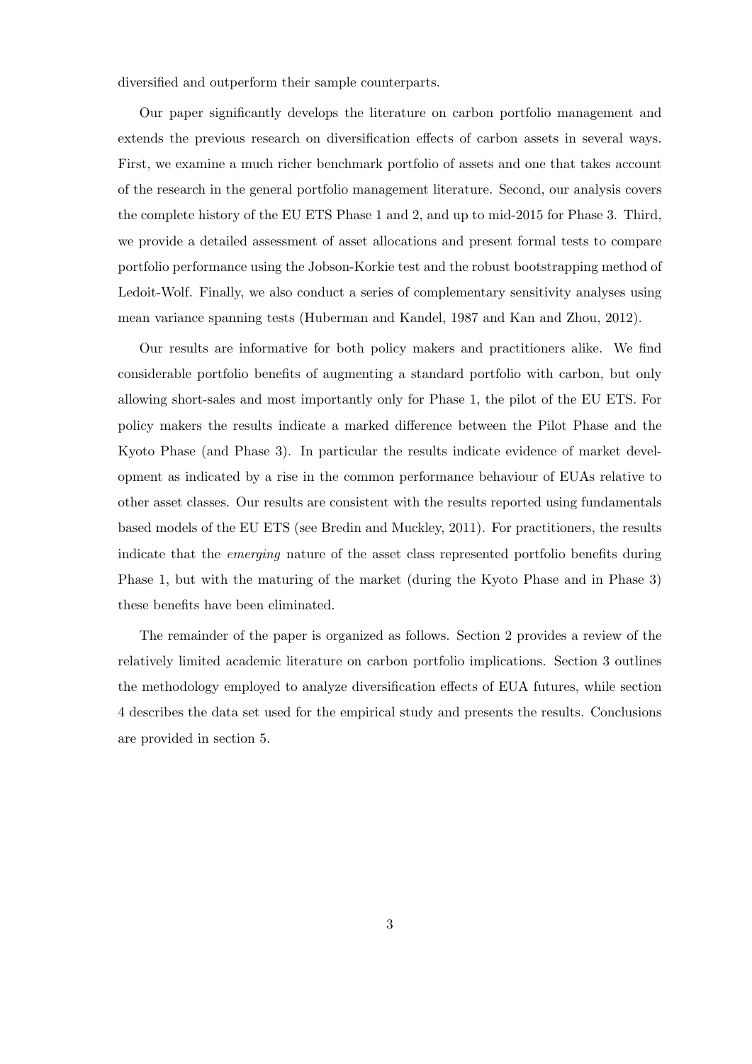diversified and outperform their sample counterparts.

Our paper significantly develops the literature on carbon portfolio management and extends the previous research on diversification effects of carbon assets in several ways. First, we examine a much richer benchmark portfolio of assets and one that takes account of the research in the general portfolio management literature. Second, our analysis covers the complete history of the EU ETS Phase 1 and 2, and up to mid-2015 for Phase 3. Third, we provide a detailed assessment of asset allocations and present formal tests to compare portfolio performance using the Jobson-Korkie test and the robust bootstrapping method of Ledoit-Wolf. Finally, we also conduct a series of complementary sensitivity analyses using mean variance spanning tests (Huberman and Kandel, 1987 and Kan and Zhou, 2012).

Our results are informative for both policy makers and practitioners alike. We find considerable portfolio benefits of augmenting a standard portfolio with carbon, but only allowing short-sales and most importantly only for Phase 1, the pilot of the EU ETS. For policy makers the results indicate a marked difference between the Pilot Phase and the Kyoto Phase (and Phase 3). In particular the results indicate evidence of market development as indicated by a rise in the common performance behaviour of EUAs relative to other asset classes. Our results are consistent with the results reported using fundamentals based models of the EU ETS (see Bredin and Muckley, 2011). For practitioners, the results indicate that the *emerging* nature of the asset class represented portfolio benefits during Phase 1, but with the maturing of the market (during the Kyoto Phase and in Phase 3) these benefits have been eliminated.

The remainder of the paper is organized as follows. Section 2 provides a review of the relatively limited academic literature on carbon portfolio implications. Section 3 outlines the methodology employed to analyze diversification effects of EUA futures, while section 4 describes the data set used for the empirical study and presents the results. Conclusions are provided in section 5.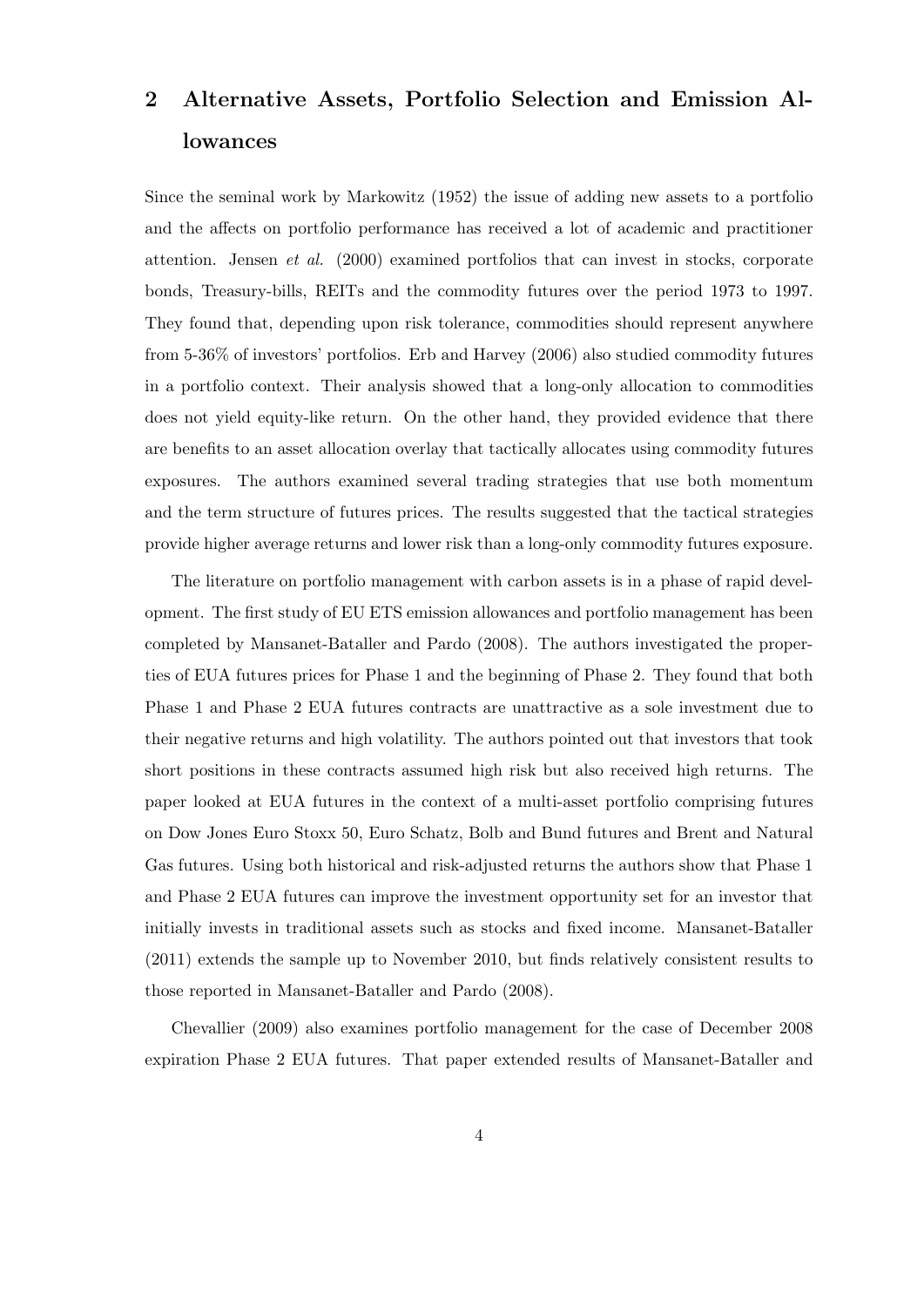## 2 Alternative Assets, Portfolio Selection and Emission Allowances

Since the seminal work by Markowitz (1952) the issue of adding new assets to a portfolio and the affects on portfolio performance has received a lot of academic and practitioner attention. Jensen *et al.* (2000) examined portfolios that can invest in stocks, corporate bonds, Treasury-bills, REITs and the commodity futures over the period 1973 to 1997. They found that, depending upon risk tolerance, commodities should represent anywhere from 5-36% of investors' portfolios. Erb and Harvey (2006) also studied commodity futures in a portfolio context. Their analysis showed that a long-only allocation to commodities does not yield equity-like return. On the other hand, they provided evidence that there are benefits to an asset allocation overlay that tactically allocates using commodity futures exposures. The authors examined several trading strategies that use both momentum and the term structure of futures prices. The results suggested that the tactical strategies provide higher average returns and lower risk than a long-only commodity futures exposure.

The literature on portfolio management with carbon assets is in a phase of rapid development. The first study of EU ETS emission allowances and portfolio management has been completed by Mansanet-Bataller and Pardo (2008). The authors investigated the properties of EUA futures prices for Phase 1 and the beginning of Phase 2. They found that both Phase 1 and Phase 2 EUA futures contracts are unattractive as a sole investment due to their negative returns and high volatility. The authors pointed out that investors that took short positions in these contracts assumed high risk but also received high returns. The paper looked at EUA futures in the context of a multi-asset portfolio comprising futures on Dow Jones Euro Stoxx 50, Euro Schatz, Bolb and Bund futures and Brent and Natural Gas futures. Using both historical and risk-adjusted returns the authors show that Phase 1 and Phase 2 EUA futures can improve the investment opportunity set for an investor that initially invests in traditional assets such as stocks and fixed income. Mansanet-Bataller (2011) extends the sample up to November 2010, but finds relatively consistent results to those reported in Mansanet-Bataller and Pardo (2008).

Chevallier (2009) also examines portfolio management for the case of December 2008 expiration Phase 2 EUA futures. That paper extended results of Mansanet-Bataller and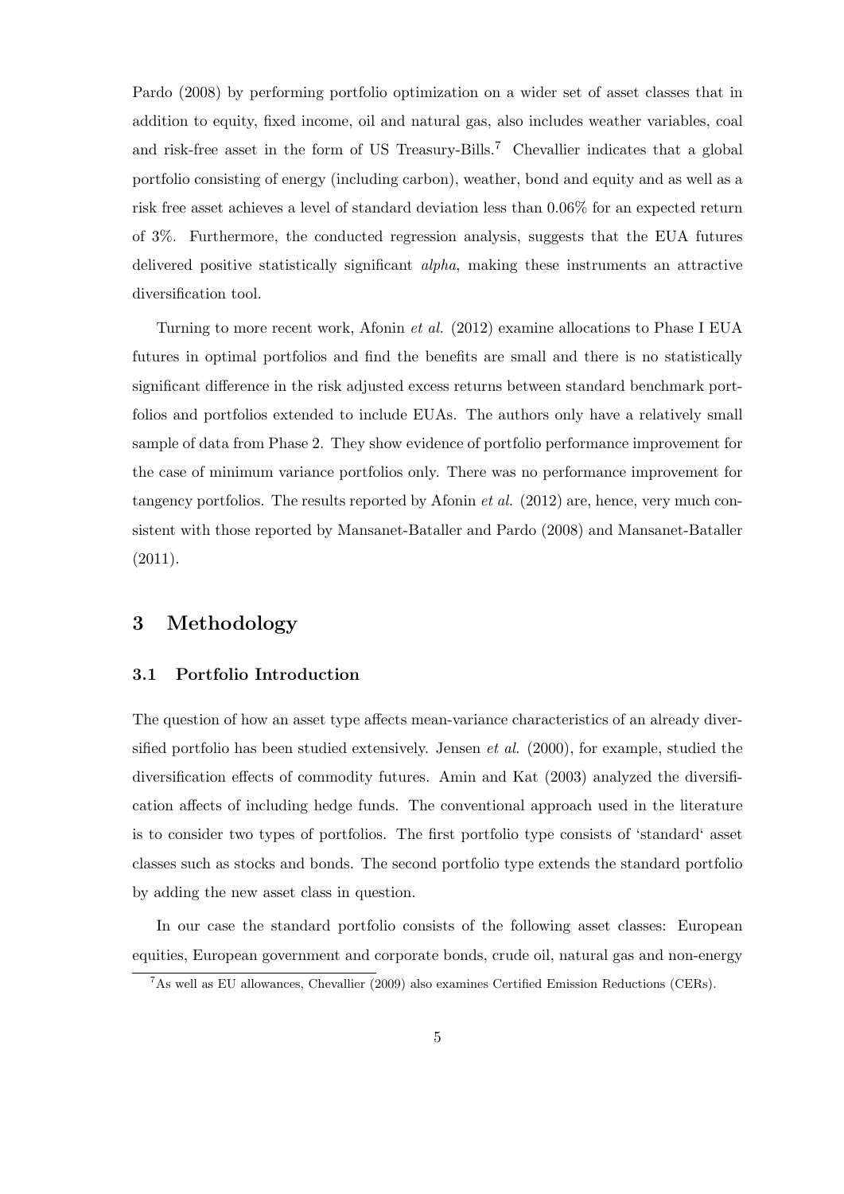Pardo (2008) by performing portfolio optimization on a wider set of asset classes that in addition to equity, fixed income, oil and natural gas, also includes weather variables, coal and risk-free asset in the form of US Treasury-Bills.[7] Chevallier indicates that a global portfolio consisting of energy (including carbon), weather, bond and equity and as well as a risk free asset achieves a level of standard deviation less than 0.06% for an expected return of 3%. Furthermore, the conducted regression analysis, suggests that the EUA futures delivered positive statistically significant *alpha*, making these instruments an attractive diversification tool.

Turning to more recent work, Afonin *et al.* (2012) examine allocations to Phase I EUA futures in optimal portfolios and find the benefits are small and there is no statistically significant difference in the risk adjusted excess returns between standard benchmark portfolios and portfolios extended to include EUAs. The authors only have a relatively small sample of data from Phase 2. They show evidence of portfolio performance improvement for the case of minimum variance portfolios only. There was no performance improvement for tangency portfolios. The results reported by Afonin *et al.* (2012) are, hence, very much consistent with those reported by Mansanet-Bataller and Pardo (2008) and Mansanet-Bataller (2011).

## 3 Methodology

### 3.1 Portfolio Introduction

The question of how an asset type affects mean-variance characteristics of an already diversified portfolio has been studied extensively. Jensen *et al.* (2000), for example, studied the diversification effects of commodity futures. Amin and Kat (2003) analyzed the diversification affects of including hedge funds. The conventional approach used in the literature is to consider two types of portfolios. The first portfolio type consists of 'standard' asset classes such as stocks and bonds. The second portfolio type extends the standard portfolio by adding the new asset class in question.

In our case the standard portfolio consists of the following asset classes: European equities, European government and corporate bonds, crude oil, natural gas and non-energy

[7] As well as EU allowances, Chevallier (2009) also examines Certified Emission Reductions (CERs).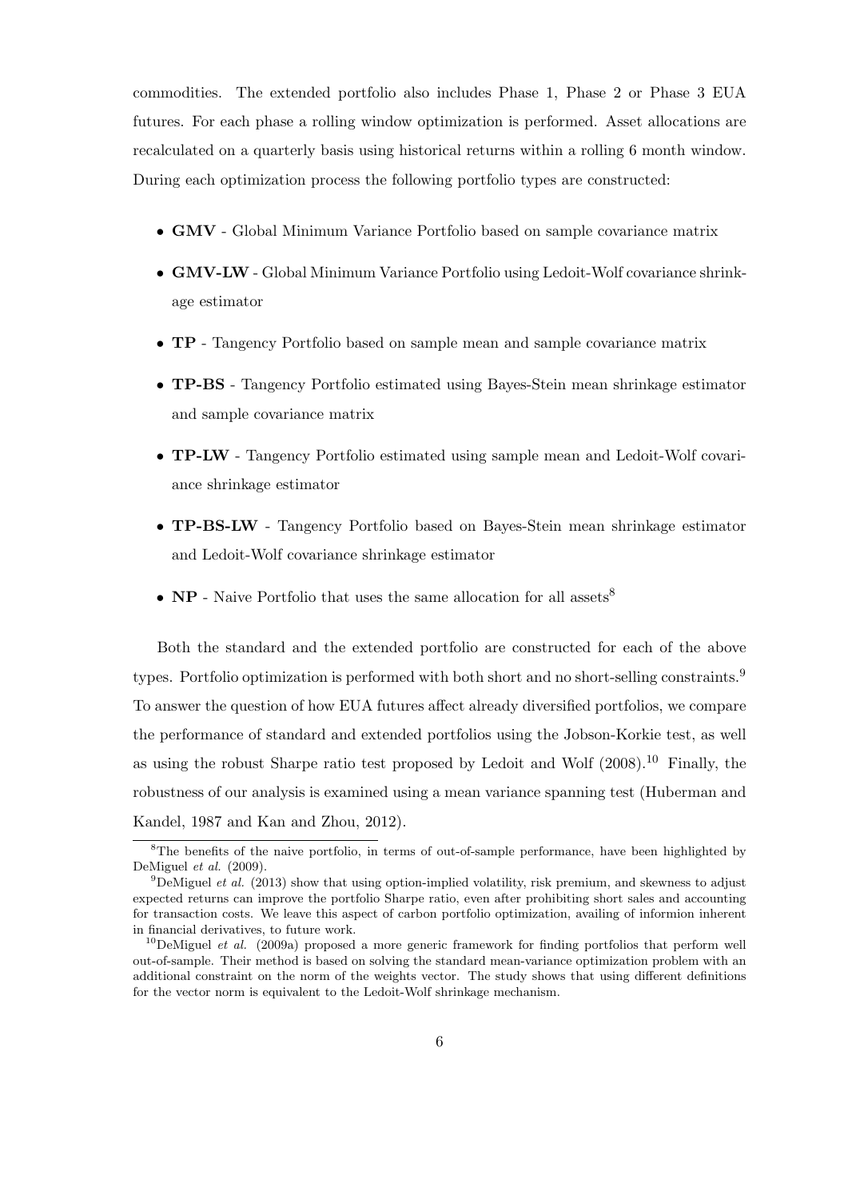commodities. The extended portfolio also includes Phase 1, Phase 2 or Phase 3 EUA futures. For each phase a rolling window optimization is performed. Asset allocations are recalculated on a quarterly basis using historical returns within a rolling 6 month window. During each optimization process the following portfolio types are constructed:

- **GMV** - Global Minimum Variance Portfolio based on sample covariance matrix
- **GMV-LW** - Global Minimum Variance Portfolio using Ledoit-Wolf covariance shrinkage estimator
- **TP** - Tangency Portfolio based on sample mean and sample covariance matrix
- **TP-BS** - Tangency Portfolio estimated using Bayes-Stein mean shrinkage estimator and sample covariance matrix
- **TP-LW** - Tangency Portfolio estimated using sample mean and Ledoit-Wolf covariance shrinkage estimator
- **TP-BS-LW** - Tangency Portfolio based on Bayes-Stein mean shrinkage estimator and Ledoit-Wolf covariance shrinkage estimator
- **NP** - Naive Portfolio that uses the same allocation for all assets[8]

Both the standard and the extended portfolio are constructed for each of the above types. Portfolio optimization is performed with both short and no short-selling constraints.[9] To answer the question of how EUA futures affect already diversified portfolios, we compare the performance of standard and extended portfolios using the Jobson-Korkie test, as well as using the robust Sharpe ratio test proposed by Ledoit and Wolf (2008).[10] Finally, the robustness of our analysis is examined using a mean variance spanning test (Huberman and Kandel, 1987 and Kan and Zhou, 2012).

[8]The benefits of the naive portfolio, in terms of out-of-sample performance, have been highlighted by DeMiguel *et al.* (2009).

[9]DeMiguel *et al.* (2013) show that using option-implied volatility, risk premium, and skewness to adjust expected returns can improve the portfolio Sharpe ratio, even after prohibiting short sales and accounting for transaction costs. We leave this aspect of carbon portfolio optimization, availing of informion inherent in financial derivatives, to future work.

[10]DeMiguel *et al.* (2009a) proposed a more generic framework for finding portfolios that perform well out-of-sample. Their method is based on solving the standard mean-variance optimization problem with an additional constraint on the norm of the weights vector. The study shows that using different definitions for the vector norm is equivalent to the Ledoit-Wolf shrinkage mechanism.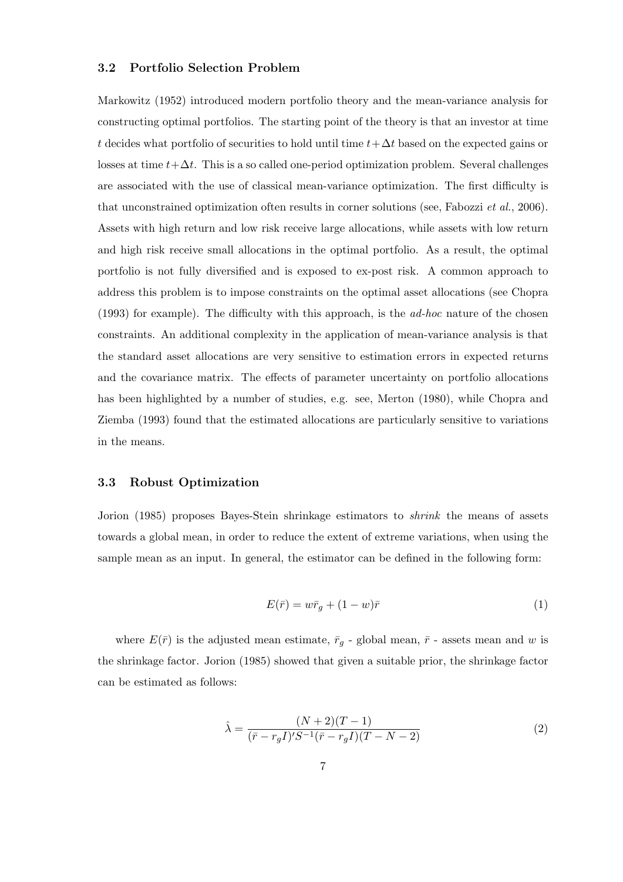### 3.2 Portfolio Selection Problem

Markowitz (1952) introduced modern portfolio theory and the mean-variance analysis for constructing optimal portfolios. The starting point of the theory is that an investor at time $t$ decides what portfolio of securities to hold until time $t+\Delta t$ based on the expected gains or losses at time $t+\Delta t$. This is a so called one-period optimization problem. Several challenges are associated with the use of classical mean-variance optimization. The first difficulty is that unconstrained optimization often results in corner solutions (see, Fabozzi *et al.*, 2006). Assets with high return and low risk receive large allocations, while assets with low return and high risk receive small allocations in the optimal portfolio. As a result, the optimal portfolio is not fully diversified and is exposed to ex-post risk. A common approach to address this problem is to impose constraints on the optimal asset allocations (see Chopra (1993) for example). The difficulty with this approach, is the *ad-hoc* nature of the chosen constraints. An additional complexity in the application of mean-variance analysis is that the standard asset allocations are very sensitive to estimation errors in expected returns and the covariance matrix. The effects of parameter uncertainty on portfolio allocations has been highlighted by a number of studies, e.g. see, Merton (1980), while Chopra and Ziemba (1993) found that the estimated allocations are particularly sensitive to variations in the means.

### 3.3 Robust Optimization

Jorion (1985) proposes Bayes-Stein shrinkage estimators to *shrink* the means of assets towards a global mean, in order to reduce the extent of extreme variations, when using the sample mean as an input. In general, the estimator can be defined in the following form:

$$E(\bar{r}) = w\bar{r}_g + (1-w)\bar{r} \tag{1}$$

where $E(\bar{r})$ is the adjusted mean estimate, $\bar{r}_g$ - global mean, $\bar{r}$ - assets mean and $w$ is the shrinkage factor. Jorion (1985) showed that given a suitable prior, the shrinkage factor can be estimated as follows:

$$\hat{\lambda} = \frac{(N+2)(T-1)}{(\bar{r}-r_g I)' S^{-1} (\bar{r}-r_g I)(T-N-2)} \tag{2}$$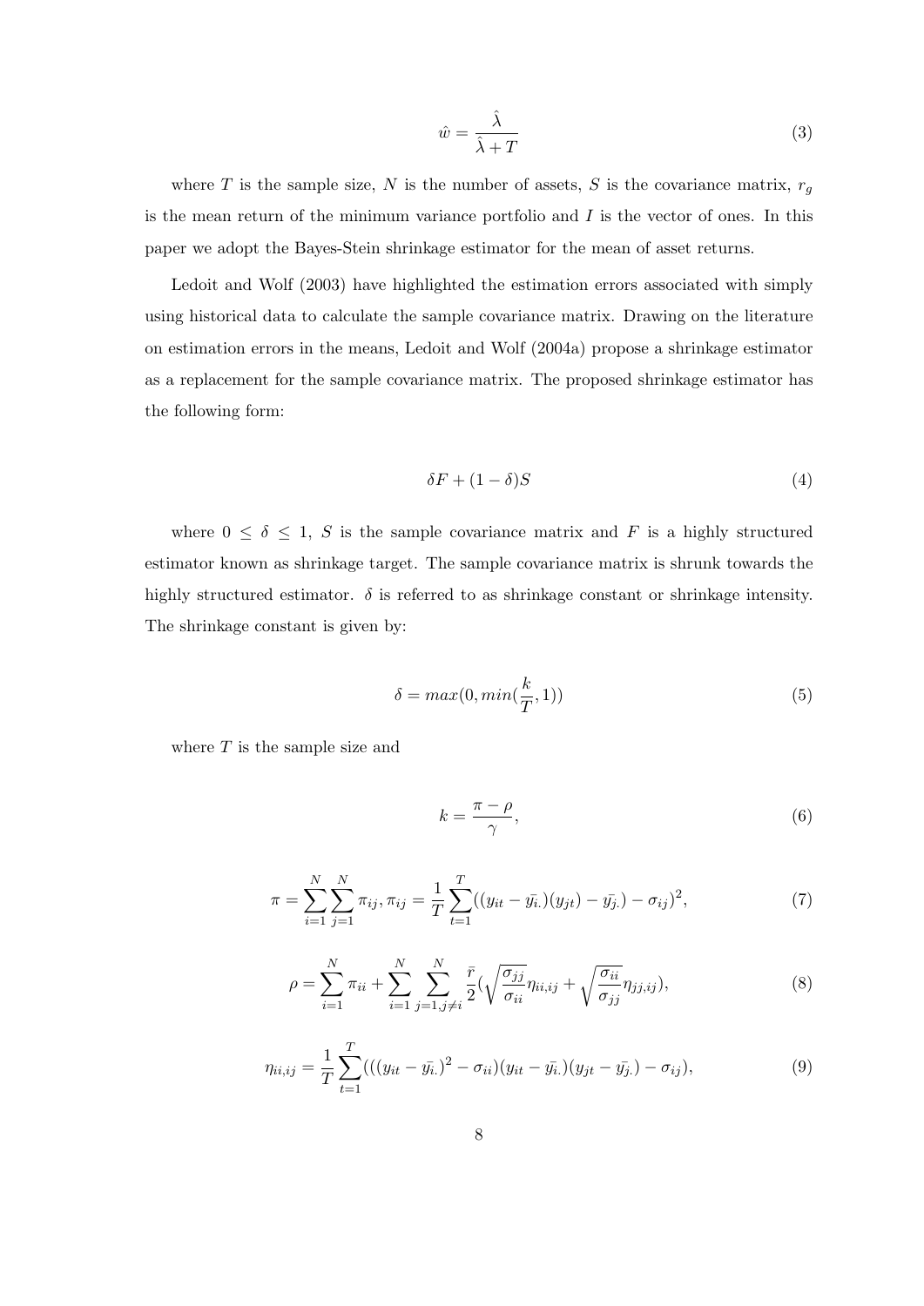$$\hat{w} = \frac{\hat{\lambda}}{\hat{\lambda} + T} \tag{3}$$

where $T$ is the sample size, $N$ is the number of assets, $S$ is the covariance matrix, $r_g$ is the mean return of the minimum variance portfolio and $I$ is the vector of ones. In this paper we adopt the Bayes-Stein shrinkage estimator for the mean of asset returns.

Ledoit and Wolf (2003) have highlighted the estimation errors associated with simply using historical data to calculate the sample covariance matrix. Drawing on the literature on estimation errors in the means, Ledoit and Wolf (2004a) propose a shrinkage estimator as a replacement for the sample covariance matrix. The proposed shrinkage estimator has the following form:

$$\delta F + (1 - \delta)S \tag{4}$$

where $0 \leq \delta \leq 1$, $S$ is the sample covariance matrix and $F$ is a highly structured estimator known as shrinkage target. The sample covariance matrix is shrunk towards the highly structured estimator. $\delta$ is referred to as shrinkage constant or shrinkage intensity. The shrinkage constant is given by:

$$\delta = max(0, min(\frac{k}{T}, 1)) \tag{5}$$

where $T$ is the sample size and

$$k = \frac{\pi - \rho}{\gamma}, \tag{6}$$

$$\pi = \sum_{i=1}^{N} \sum_{j=1}^{N} \pi_{ij}, \pi_{ij} = \frac{1}{T} \sum_{t=1}^{T} ((y_{it} - \bar{y_{i.}})(y_{jt}) - \bar{y_{j.}}) - \sigma_{ij})^2, \tag{7}$$

$$\rho = \sum_{i=1}^{N} \pi_{ii} + \sum_{i=1}^{N} \sum_{j=1, j \neq i}^{N} \frac{\bar{r}}{2} (\sqrt{\frac{\sigma_{jj}}{\sigma_{ii}}} \eta_{ii,ij} + \sqrt{\frac{\sigma_{ii}}{\sigma_{jj}}} \eta_{jj,ij}), \tag{8}$$

$$\eta_{ii,ij} = \frac{1}{T} \sum_{t=1}^{T} (((y_{it} - \bar{y_{i.}})^2 - \sigma_{ii})(y_{it} - \bar{y_{i.}})(y_{jt} - \bar{y_{j.}}) - \sigma_{ij}), \tag{9}$$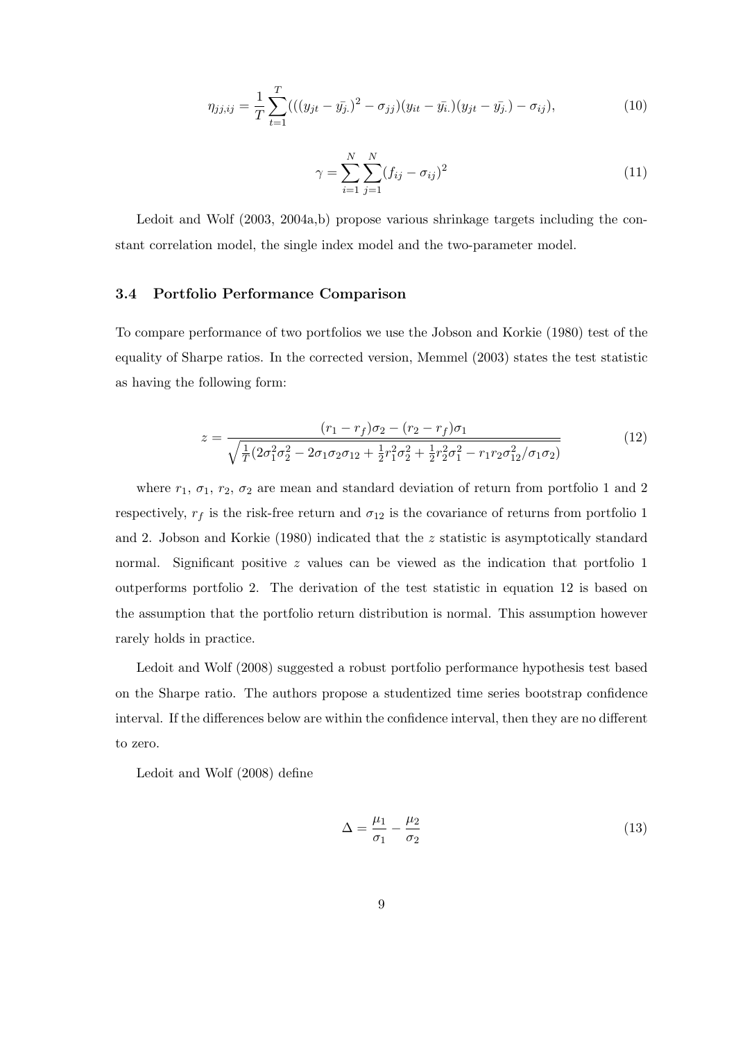$$
\eta_{jj,ij} = \frac{1}{T} \sum_{t=1}^{T} (((y_{jt} - \bar{y_{j.}})^2 - \sigma_{jj})(y_{it} - \bar{y_{i.}})(y_{jt} - \bar{y_{j.}}) - \sigma_{ij}), \tag{10}
$$

$$
\gamma = \sum_{i=1}^{N} \sum_{j=1}^{N} (f_{ij} - \sigma_{ij})^2 \tag{11}
$$

Ledoit and Wolf (2003, 2004a,b) propose various shrinkage targets including the constant correlation model, the single index model and the two-parameter model.

### 3.4 Portfolio Performance Comparison

To compare performance of two portfolios we use the Jobson and Korkie (1980) test of the equality of Sharpe ratios. In the corrected version, Memmel (2003) states the test statistic as having the following form:

$$
z = \frac{(r_1 - r_f)\sigma_2 - (r_2 - r_f)\sigma_1}{\sqrt{\frac{1}{T}(2\sigma_1^2\sigma_2^2 - 2\sigma_1\sigma_2\sigma_{12} + \frac{1}{2}r_1^2\sigma_2^2 + \frac{1}{2}r_2^2\sigma_1^2 - r_1 r_2 \sigma_{12}^2/\sigma_1\sigma_2)}} \tag{12}
$$

where $r_1$, $\sigma_1$, $r_2$, $\sigma_2$ are mean and standard deviation of return from portfolio 1 and 2 respectively, $r_f$ is the risk-free return and $\sigma_{12}$ is the covariance of returns from portfolio 1 and 2. Jobson and Korkie (1980) indicated that the $z$ statistic is asymptotically standard normal. Significant positive $z$ values can be viewed as the indication that portfolio 1 outperforms portfolio 2. The derivation of the test statistic in equation 12 is based on the assumption that the portfolio return distribution is normal. This assumption however rarely holds in practice.

Ledoit and Wolf (2008) suggested a robust portfolio performance hypothesis test based on the Sharpe ratio. The authors propose a studentized time series bootstrap confidence interval. If the differences below are within the confidence interval, then they are no different to zero.

Ledoit and Wolf (2008) define

$$
\Delta = \frac{\mu_1}{\sigma_1} - \frac{\mu_2}{\sigma_2} \tag{13}
$$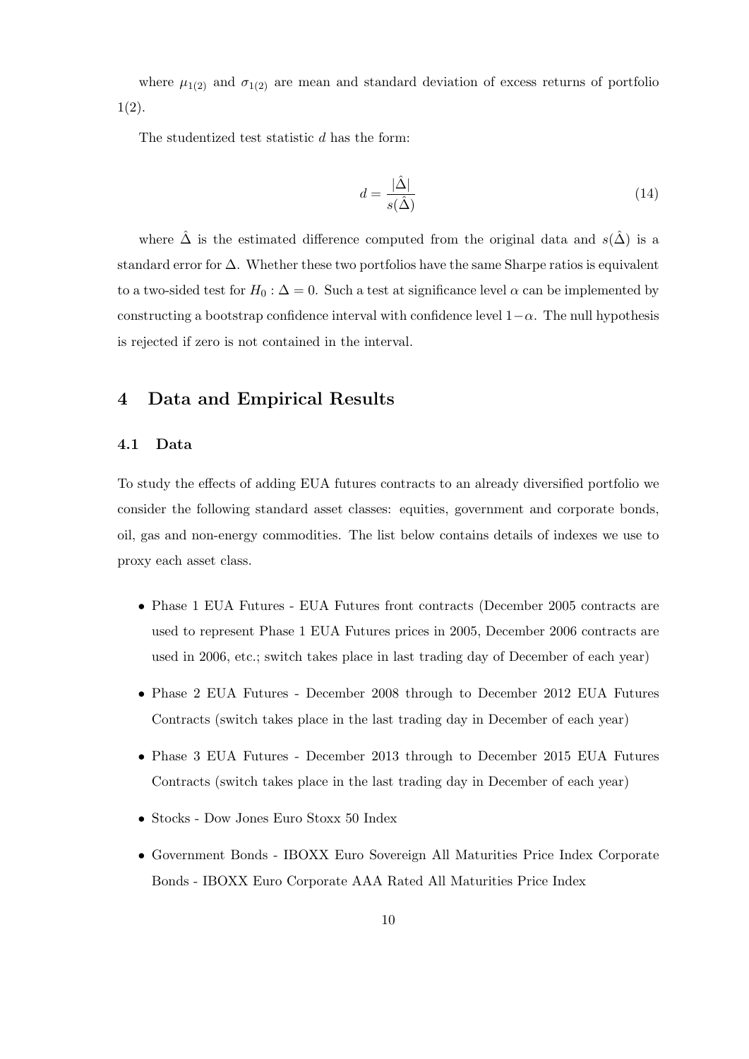where $\mu_{1(2)}$ and $\sigma_{1(2)}$ are mean and standard deviation of excess returns of portfolio 1(2).

The studentized test statistic $d$ has the form:

$$d = \frac{|\hat{\Delta}|}{s(\hat{\Delta})} \tag{14}$$

where $\hat{\Delta}$ is the estimated difference computed from the original data and $s(\hat{\Delta})$ is a standard error for $\Delta$. Whether these two portfolios have the same Sharpe ratios is equivalent to a two-sided test for $H_0 : \Delta = 0$. Such a test at significance level $\alpha$ can be implemented by constructing a bootstrap confidence interval with confidence level $1-\alpha$. The null hypothesis is rejected if zero is not contained in the interval.

# 4 Data and Empirical Results

## 4.1 Data

To study the effects of adding EUA futures contracts to an already diversified portfolio we consider the following standard asset classes: equities, government and corporate bonds, oil, gas and non-energy commodities. The list below contains details of indexes we use to proxy each asset class.

- Phase 1 EUA Futures - EUA Futures front contracts (December 2005 contracts are used to represent Phase 1 EUA Futures prices in 2005, December 2006 contracts are used in 2006, etc.; switch takes place in last trading day of December of each year)
- Phase 2 EUA Futures - December 2008 through to December 2012 EUA Futures Contracts (switch takes place in the last trading day in December of each year)
- Phase 3 EUA Futures - December 2013 through to December 2015 EUA Futures Contracts (switch takes place in the last trading day in December of each year)
- Stocks - Dow Jones Euro Stoxx 50 Index
- Government Bonds - IBOXX Euro Sovereign All Maturities Price Index Corporate Bonds - IBOXX Euro Corporate AAA Rated All Maturities Price Index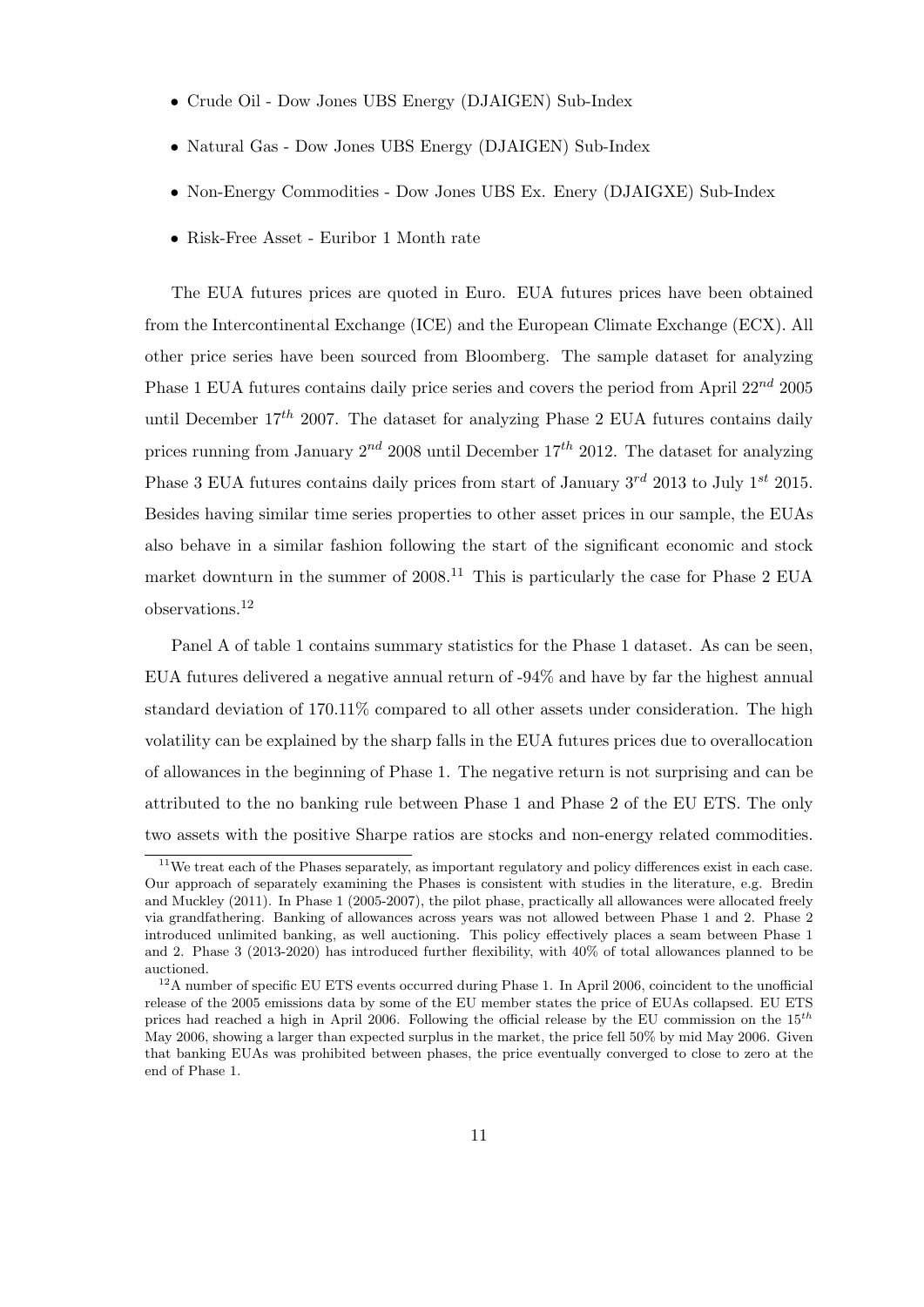- Crude Oil - Dow Jones UBS Energy (DJAIGEN) Sub-Index
- Natural Gas - Dow Jones UBS Energy (DJAIGEN) Sub-Index
- Non-Energy Commodities - Dow Jones UBS Ex. Enery (DJAIGXE) Sub-Index
- Risk-Free Asset - Euribor 1 Month rate

The EUA futures prices are quoted in Euro. EUA futures prices have been obtained from the Intercontinental Exchange (ICE) and the European Climate Exchange (ECX). All other price series have been sourced from Bloomberg. The sample dataset for analyzing Phase 1 EUA futures contains daily price series and covers the period from April 22nd 2005 until December 17th 2007. The dataset for analyzing Phase 2 EUA futures contains daily prices running from January 2nd 2008 until December 17th 2012. The dataset for analyzing Phase 3 EUA futures contains daily prices from start of January 3rd 2013 to July 1st 2015. Besides having similar time series properties to other asset prices in our sample, the EUAs also behave in a similar fashion following the start of the significant economic and stock market downturn in the summer of 2008.[11] This is particularly the case for Phase 2 EUA observations.[12]

Panel A of table 1 contains summary statistics for the Phase 1 dataset. As can be seen, EUA futures delivered a negative annual return of -94% and have by far the highest annual standard deviation of 170.11% compared to all other assets under consideration. The high volatility can be explained by the sharp falls in the EUA futures prices due to overallocation of allowances in the beginning of Phase 1. The negative return is not surprising and can be attributed to the no banking rule between Phase 1 and Phase 2 of the EU ETS. The only two assets with the positive Sharpe ratios are stocks and non-energy related commodities.

[11] We treat each of the Phases separately, as important regulatory and policy differences exist in each case. Our approach of separately examining the Phases is consistent with studies in the literature, e.g. Bredin and Muckley (2011). In Phase 1 (2005-2007), the pilot phase, practically all allowances were allocated freely via grandfathering. Banking of allowances across years was not allowed between Phase 1 and 2. Phase 2 introduced unlimited banking, as well auctioning. This policy effectively places a seam between Phase 1 and 2. Phase 3 (2013-2020) has introduced further flexibility, with 40% of total allowances planned to be auctioned.

[12] A number of specific EU ETS events occurred during Phase 1. In April 2006, coincident to the unofficial release of the 2005 emissions data by some of the EU member states the price of EUAs collapsed. EU ETS prices had reached a high in April 2006. Following the official release by the EU commission on the 15th May 2006, showing a larger than expected surplus in the market, the price fell 50% by mid May 2006. Given that banking EUAs was prohibited between phases, the price eventually converged to close to zero at the end of Phase 1.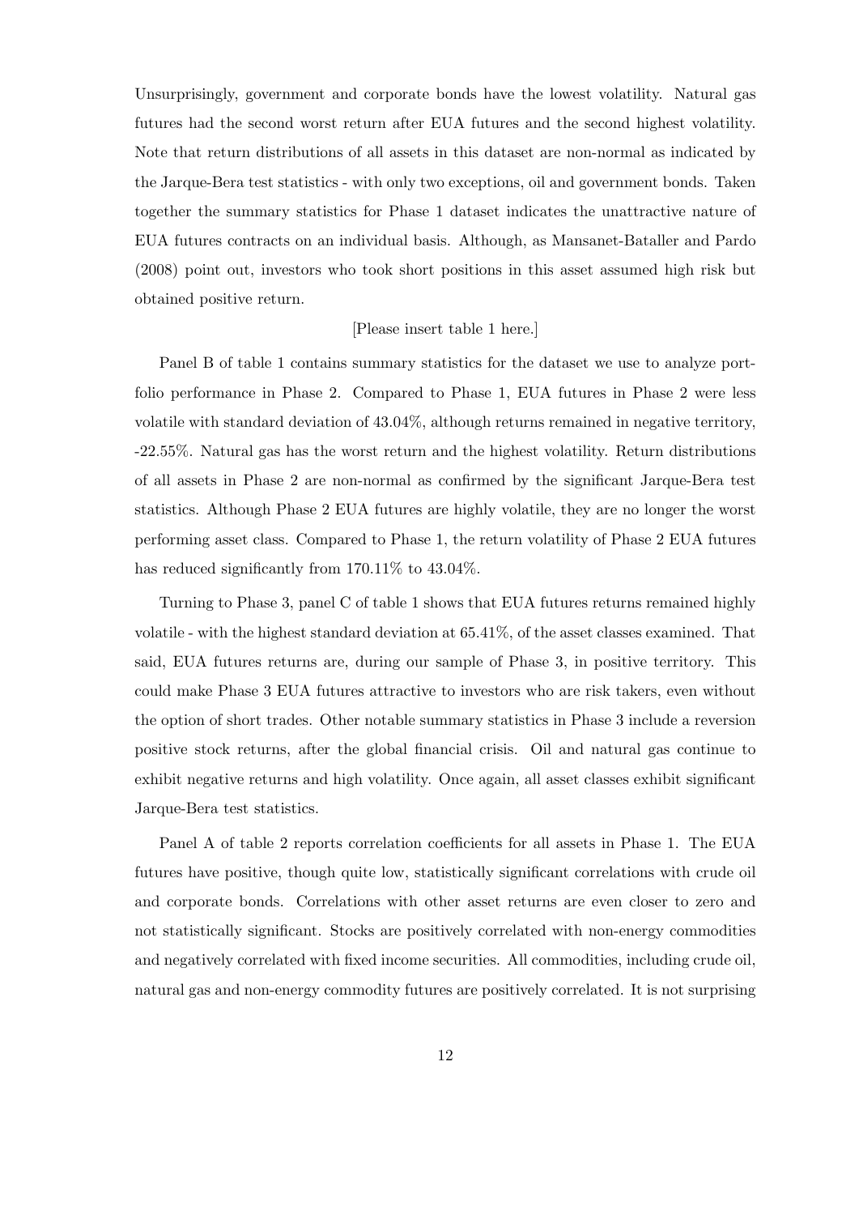Unsurprisingly, government and corporate bonds have the lowest volatility. Natural gas futures had the second worst return after EUA futures and the second highest volatility. Note that return distributions of all assets in this dataset are non-normal as indicated by the Jarque-Bera test statistics - with only two exceptions, oil and government bonds. Taken together the summary statistics for Phase 1 dataset indicates the unattractive nature of EUA futures contracts on an individual basis. Although, as Mansanet-Bataller and Pardo (2008) point out, investors who took short positions in this asset assumed high risk but obtained positive return.

[Please insert table 1 here.]

Panel B of table 1 contains summary statistics for the dataset we use to analyze portfolio performance in Phase 2. Compared to Phase 1, EUA futures in Phase 2 were less volatile with standard deviation of 43.04%, although returns remained in negative territory, -22.55%. Natural gas has the worst return and the highest volatility. Return distributions of all assets in Phase 2 are non-normal as confirmed by the significant Jarque-Bera test statistics. Although Phase 2 EUA futures are highly volatile, they are no longer the worst performing asset class. Compared to Phase 1, the return volatility of Phase 2 EUA futures has reduced significantly from 170.11% to 43.04%.

Turning to Phase 3, panel C of table 1 shows that EUA futures returns remained highly volatile - with the highest standard deviation at 65.41%, of the asset classes examined. That said, EUA futures returns are, during our sample of Phase 3, in positive territory. This could make Phase 3 EUA futures attractive to investors who are risk takers, even without the option of short trades. Other notable summary statistics in Phase 3 include a reversion positive stock returns, after the global financial crisis. Oil and natural gas continue to exhibit negative returns and high volatility. Once again, all asset classes exhibit significant Jarque-Bera test statistics.

Panel A of table 2 reports correlation coefficients for all assets in Phase 1. The EUA futures have positive, though quite low, statistically significant correlations with crude oil and corporate bonds. Correlations with other asset returns are even closer to zero and not statistically significant. Stocks are positively correlated with non-energy commodities and negatively correlated with fixed income securities. All commodities, including crude oil, natural gas and non-energy commodity futures are positively correlated. It is not surprising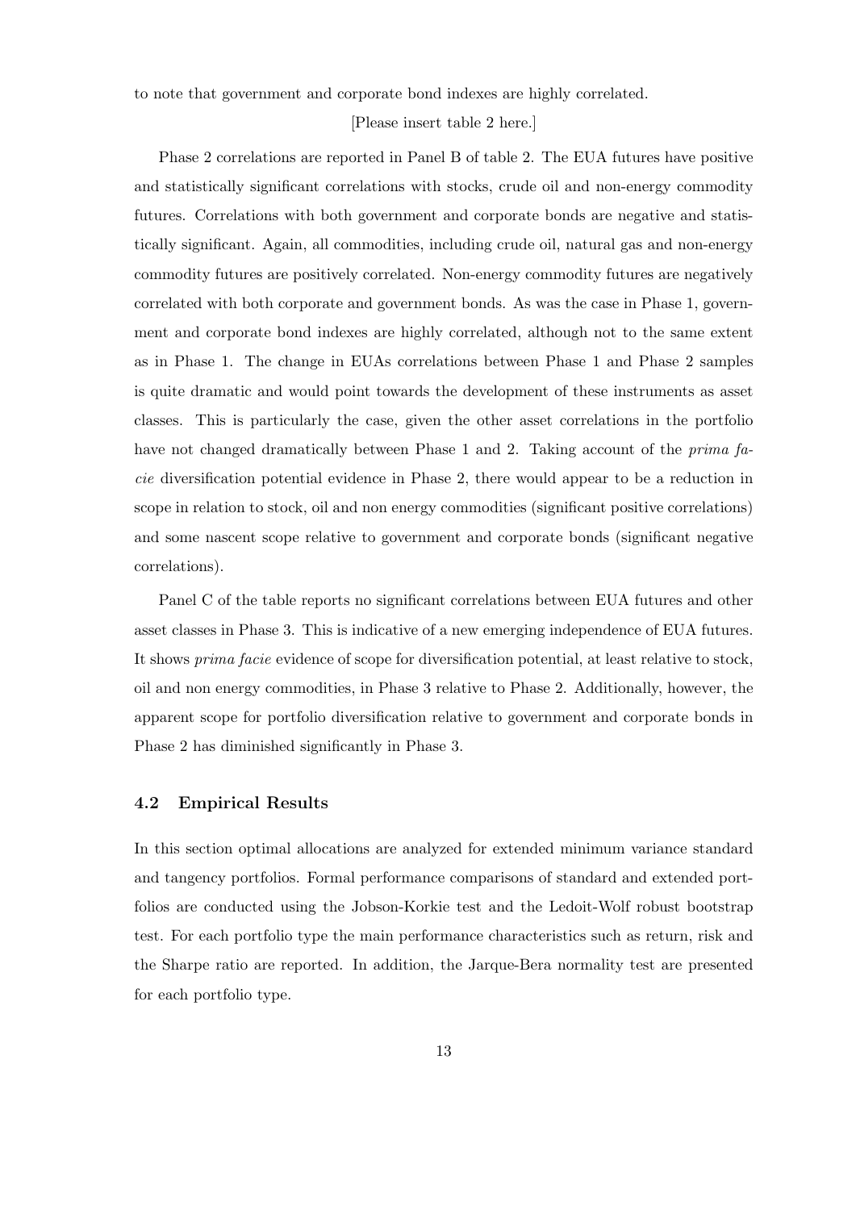to note that government and corporate bond indexes are highly correlated.

[Please insert table 2 here.]

Phase 2 correlations are reported in Panel B of table 2. The EUA futures have positive and statistically significant correlations with stocks, crude oil and non-energy commodity futures. Correlations with both government and corporate bonds are negative and statistically significant. Again, all commodities, including crude oil, natural gas and non-energy commodity futures are positively correlated. Non-energy commodity futures are negatively correlated with both corporate and government bonds. As was the case in Phase 1, government and corporate bond indexes are highly correlated, although not to the same extent as in Phase 1. The change in EUAs correlations between Phase 1 and Phase 2 samples is quite dramatic and would point towards the development of these instruments as asset classes. This is particularly the case, given the other asset correlations in the portfolio have not changed dramatically between Phase 1 and 2. Taking account of the *prima facie* diversification potential evidence in Phase 2, there would appear to be a reduction in scope in relation to stock, oil and non energy commodities (significant positive correlations) and some nascent scope relative to government and corporate bonds (significant negative correlations).

Panel C of the table reports no significant correlations between EUA futures and other asset classes in Phase 3. This is indicative of a new emerging independence of EUA futures. It shows *prima facie* evidence of scope for diversification potential, at least relative to stock, oil and non energy commodities, in Phase 3 relative to Phase 2. Additionally, however, the apparent scope for portfolio diversification relative to government and corporate bonds in Phase 2 has diminished significantly in Phase 3.

### 4.2 Empirical Results

In this section optimal allocations are analyzed for extended minimum variance standard and tangency portfolios. Formal performance comparisons of standard and extended portfolios are conducted using the Jobson-Korkie test and the Ledoit-Wolf robust bootstrap test. For each portfolio type the main performance characteristics such as return, risk and the Sharpe ratio are reported. In addition, the Jarque-Bera normality test are presented for each portfolio type.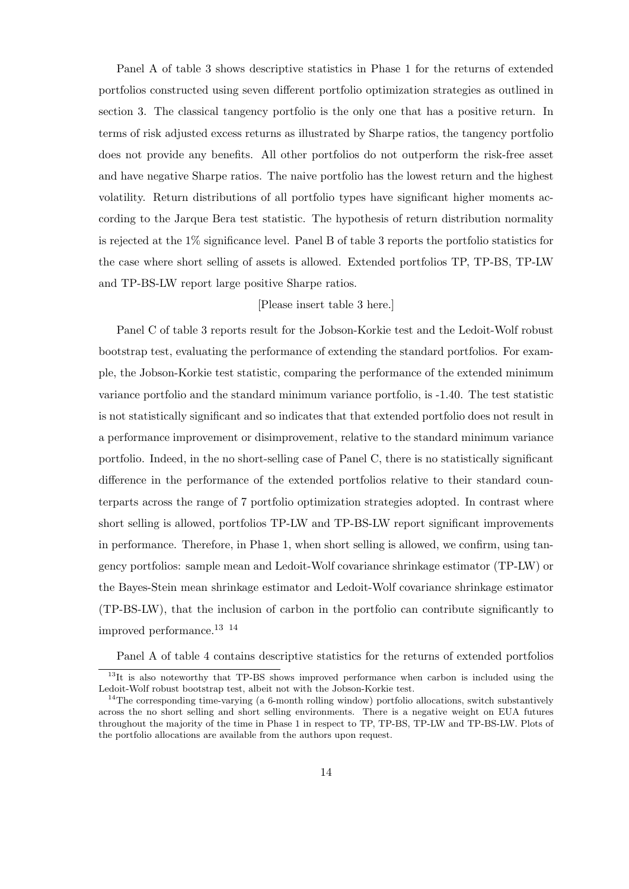Panel A of table 3 shows descriptive statistics in Phase 1 for the returns of extended portfolios constructed using seven different portfolio optimization strategies as outlined in section 3. The classical tangency portfolio is the only one that has a positive return. In terms of risk adjusted excess returns as illustrated by Sharpe ratios, the tangency portfolio does not provide any benefits. All other portfolios do not outperform the risk-free asset and have negative Sharpe ratios. The naive portfolio has the lowest return and the highest volatility. Return distributions of all portfolio types have significant higher moments according to the Jarque Bera test statistic. The hypothesis of return distribution normality is rejected at the 1% significance level. Panel B of table 3 reports the portfolio statistics for the case where short selling of assets is allowed. Extended portfolios TP, TP-BS, TP-LW and TP-BS-LW report large positive Sharpe ratios.

[Please insert table 3 here.]

Panel C of table 3 reports result for the Jobson-Korkie test and the Ledoit-Wolf robust bootstrap test, evaluating the performance of extending the standard portfolios. For example, the Jobson-Korkie test statistic, comparing the performance of the extended minimum variance portfolio and the standard minimum variance portfolio, is -1.40. The test statistic is not statistically significant and so indicates that that extended portfolio does not result in a performance improvement or disimprovement, relative to the standard minimum variance portfolio. Indeed, in the no short-selling case of Panel C, there is no statistically significant difference in the performance of the extended portfolios relative to their standard counterparts across the range of 7 portfolio optimization strategies adopted. In contrast where short selling is allowed, portfolios TP-LW and TP-BS-LW report significant improvements in performance. Therefore, in Phase 1, when short selling is allowed, we confirm, using tangency portfolios: sample mean and Ledoit-Wolf covariance shrinkage estimator (TP-LW) or the Bayes-Stein mean shrinkage estimator and Ledoit-Wolf covariance shrinkage estimator (TP-BS-LW), that the inclusion of carbon in the portfolio can contribute significantly to improved performance.[13] [14]

Panel A of table 4 contains descriptive statistics for the returns of extended portfolios

[13]It is also noteworthy that TP-BS shows improved performance when carbon is included using the Ledoit-Wolf robust bootstrap test, albeit not with the Jobson-Korkie test.

[14]The corresponding time-varying (a 6-month rolling window) portfolio allocations, switch substantively across the no short selling and short selling environments. There is a negative weight on EUA futures throughout the majority of the time in Phase 1 in respect to TP, TP-BS, TP-LW and TP-BS-LW. Plots of the portfolio allocations are available from the authors upon request.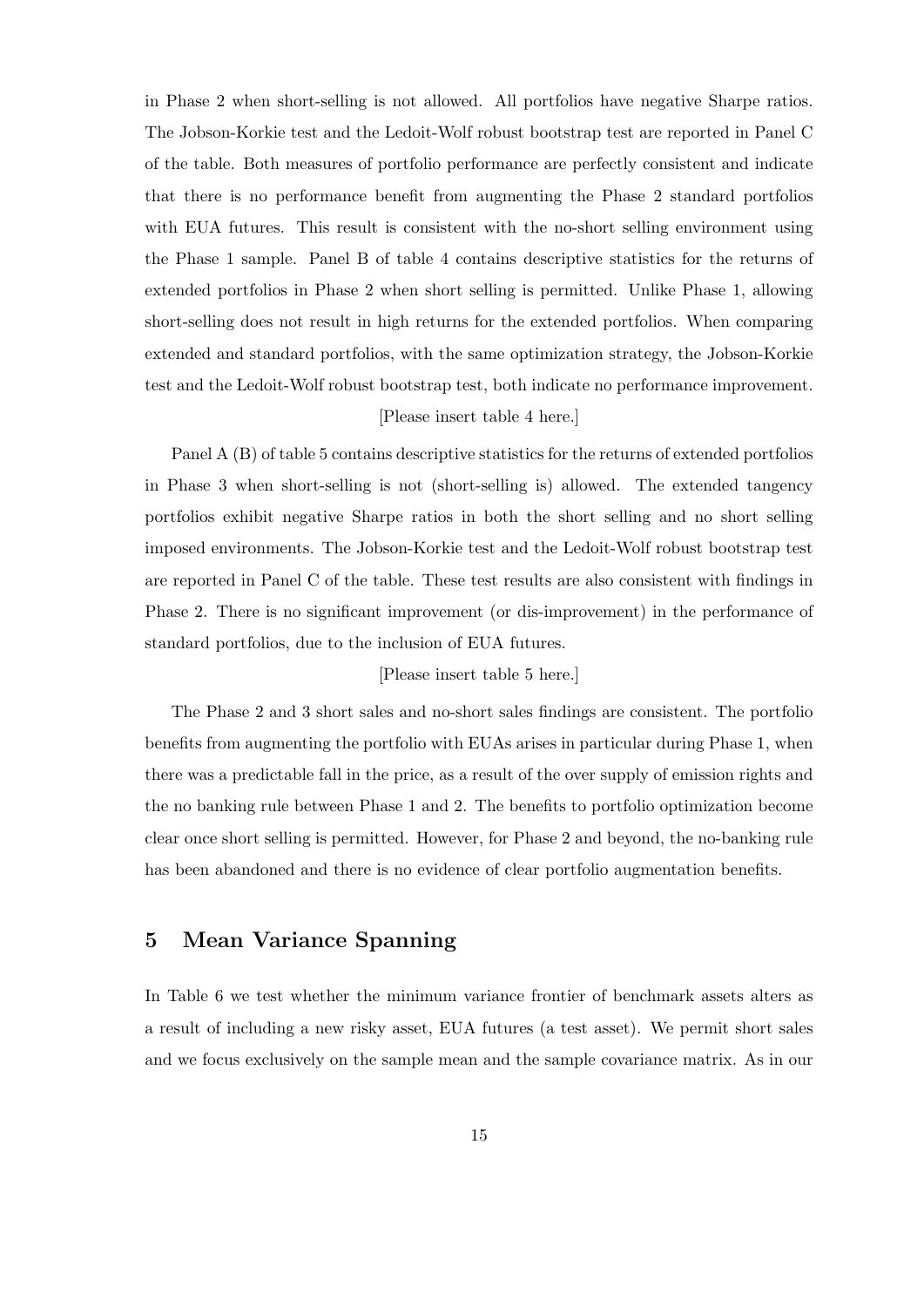in Phase 2 when short-selling is not allowed. All portfolios have negative Sharpe ratios. The Jobson-Korkie test and the Ledoit-Wolf robust bootstrap test are reported in Panel C of the table. Both measures of portfolio performance are perfectly consistent and indicate that there is no performance benefit from augmenting the Phase 2 standard portfolios with EUA futures. This result is consistent with the no-short selling environment using the Phase 1 sample. Panel B of table 4 contains descriptive statistics for the returns of extended portfolios in Phase 2 when short selling is permitted. Unlike Phase 1, allowing short-selling does not result in high returns for the extended portfolios. When comparing extended and standard portfolios, with the same optimization strategy, the Jobson-Korkie test and the Ledoit-Wolf robust bootstrap test, both indicate no performance improvement.

[Please insert table 4 here.]

Panel A (B) of table 5 contains descriptive statistics for the returns of extended portfolios in Phase 3 when short-selling is not (short-selling is) allowed. The extended tangency portfolios exhibit negative Sharpe ratios in both the short selling and no short selling imposed environments. The Jobson-Korkie test and the Ledoit-Wolf robust bootstrap test are reported in Panel C of the table. These test results are also consistent with findings in Phase 2. There is no significant improvement (or dis-improvement) in the performance of standard portfolios, due to the inclusion of EUA futures.

[Please insert table 5 here.]

The Phase 2 and 3 short sales and no-short sales findings are consistent. The portfolio benefits from augmenting the portfolio with EUAs arises in particular during Phase 1, when there was a predictable fall in the price, as a result of the over supply of emission rights and the no banking rule between Phase 1 and 2. The benefits to portfolio optimization become clear once short selling is permitted. However, for Phase 2 and beyond, the no-banking rule has been abandoned and there is no evidence of clear portfolio augmentation benefits.

## 5 Mean Variance Spanning

In Table 6 we test whether the minimum variance frontier of benchmark assets alters as a result of including a new risky asset, EUA futures (a test asset). We permit short sales and we focus exclusively on the sample mean and the sample covariance matrix. As in our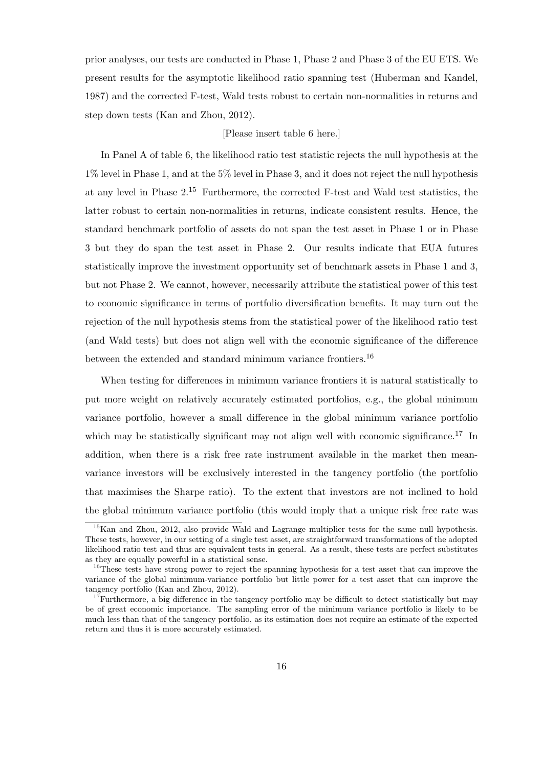prior analyses, our tests are conducted in Phase 1, Phase 2 and Phase 3 of the EU ETS. We present results for the asymptotic likelihood ratio spanning test (Huberman and Kandel, 1987) and the corrected F-test, Wald tests robust to certain non-normalities in returns and step down tests (Kan and Zhou, 2012).

[Please insert table 6 here.]

In Panel A of table 6, the likelihood ratio test statistic rejects the null hypothesis at the 1% level in Phase 1, and at the 5% level in Phase 3, and it does not reject the null hypothesis at any level in Phase 2.[15] Furthermore, the corrected F-test and Wald test statistics, the latter robust to certain non-normalities in returns, indicate consistent results. Hence, the standard benchmark portfolio of assets do not span the test asset in Phase 1 or in Phase 3 but they do span the test asset in Phase 2. Our results indicate that EUA futures statistically improve the investment opportunity set of benchmark assets in Phase 1 and 3, but not Phase 2. We cannot, however, necessarily attribute the statistical power of this test to economic significance in terms of portfolio diversification benefits. It may turn out the rejection of the null hypothesis stems from the statistical power of the likelihood ratio test (and Wald tests) but does not align well with the economic significance of the difference between the extended and standard minimum variance frontiers.[16]

When testing for differences in minimum variance frontiers it is natural statistically to put more weight on relatively accurately estimated portfolios, e.g., the global minimum variance portfolio, however a small difference in the global minimum variance portfolio which may be statistically significant may not align well with economic significance.[17] In addition, when there is a risk free rate instrument available in the market then mean-variance investors will be exclusively interested in the tangency portfolio (the portfolio that maximises the Sharpe ratio). To the extent that investors are not inclined to hold the global minimum variance portfolio (this would imply that a unique risk free rate was

---

[15] Kan and Zhou, 2012, also provide Wald and Lagrange multiplier tests for the same null hypothesis. These tests, however, in our setting of a single test asset, are straightforward transformations of the adopted likelihood ratio test and thus are equivalent tests in general. As a result, these tests are perfect substitutes as they are equally powerful in a statistical sense.

[16] These tests have strong power to reject the spanning hypothesis for a test asset that can improve the variance of the global minimum-variance portfolio but little power for a test asset that can improve the tangency portfolio (Kan and Zhou, 2012).

[17] Furthermore, a big difference in the tangency portfolio may be difficult to detect statistically but may be of great economic importance. The sampling error of the minimum variance portfolio is likely to be much less than that of the tangency portfolio, as its estimation does not require an estimate of the expected return and thus it is more accurately estimated.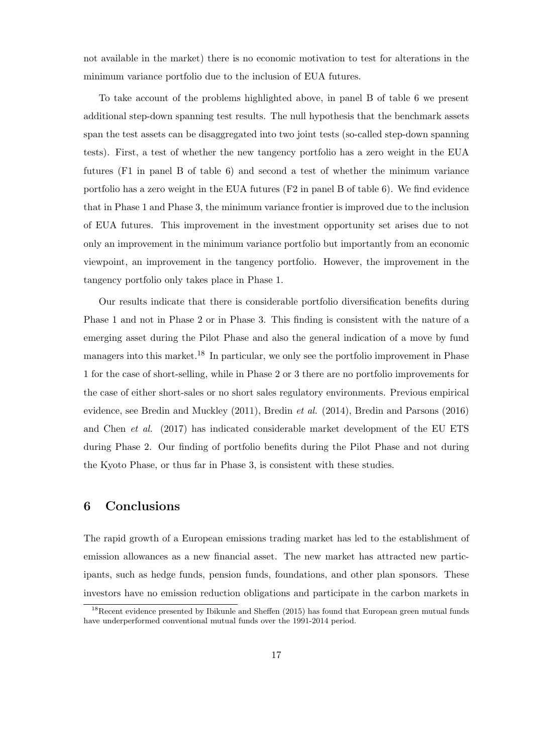not available in the market) there is no economic motivation to test for alterations in the minimum variance portfolio due to the inclusion of EUA futures.

To take account of the problems highlighted above, in panel B of table 6 we present additional step-down spanning test results. The null hypothesis that the benchmark assets span the test assets can be disaggregated into two joint tests (so-called step-down spanning tests). First, a test of whether the new tangency portfolio has a zero weight in the EUA futures (F1 in panel B of table 6) and second a test of whether the minimum variance portfolio has a zero weight in the EUA futures (F2 in panel B of table 6). We find evidence that in Phase 1 and Phase 3, the minimum variance frontier is improved due to the inclusion of EUA futures. This improvement in the investment opportunity set arises due to not only an improvement in the minimum variance portfolio but importantly from an economic viewpoint, an improvement in the tangency portfolio. However, the improvement in the tangency portfolio only takes place in Phase 1.

Our results indicate that there is considerable portfolio diversification benefits during Phase 1 and not in Phase 2 or in Phase 3. This finding is consistent with the nature of a emerging asset during the Pilot Phase and also the general indication of a move by fund managers into this market.[18] In particular, we only see the portfolio improvement in Phase 1 for the case of short-selling, while in Phase 2 or 3 there are no portfolio improvements for the case of either short-sales or no short sales regulatory environments. Previous empirical evidence, see Bredin and Muckley (2011), Bredin *et al.* (2014), Bredin and Parsons (2016) and Chen *et al.* (2017) has indicated considerable market development of the EU ETS during Phase 2. Our finding of portfolio benefits during the Pilot Phase and not during the Kyoto Phase, or thus far in Phase 3, is consistent with these studies.

# 6 Conclusions

The rapid growth of a European emissions trading market has led to the establishment of emission allowances as a new financial asset. The new market has attracted new participants, such as hedge funds, pension funds, foundations, and other plan sponsors. These investors have no emission reduction obligations and participate in the carbon markets in

[18] Recent evidence presented by Ibikunle and Sheffen (2015) has found that European green mutual funds have underperformed conventional mutual funds over the 1991-2014 period.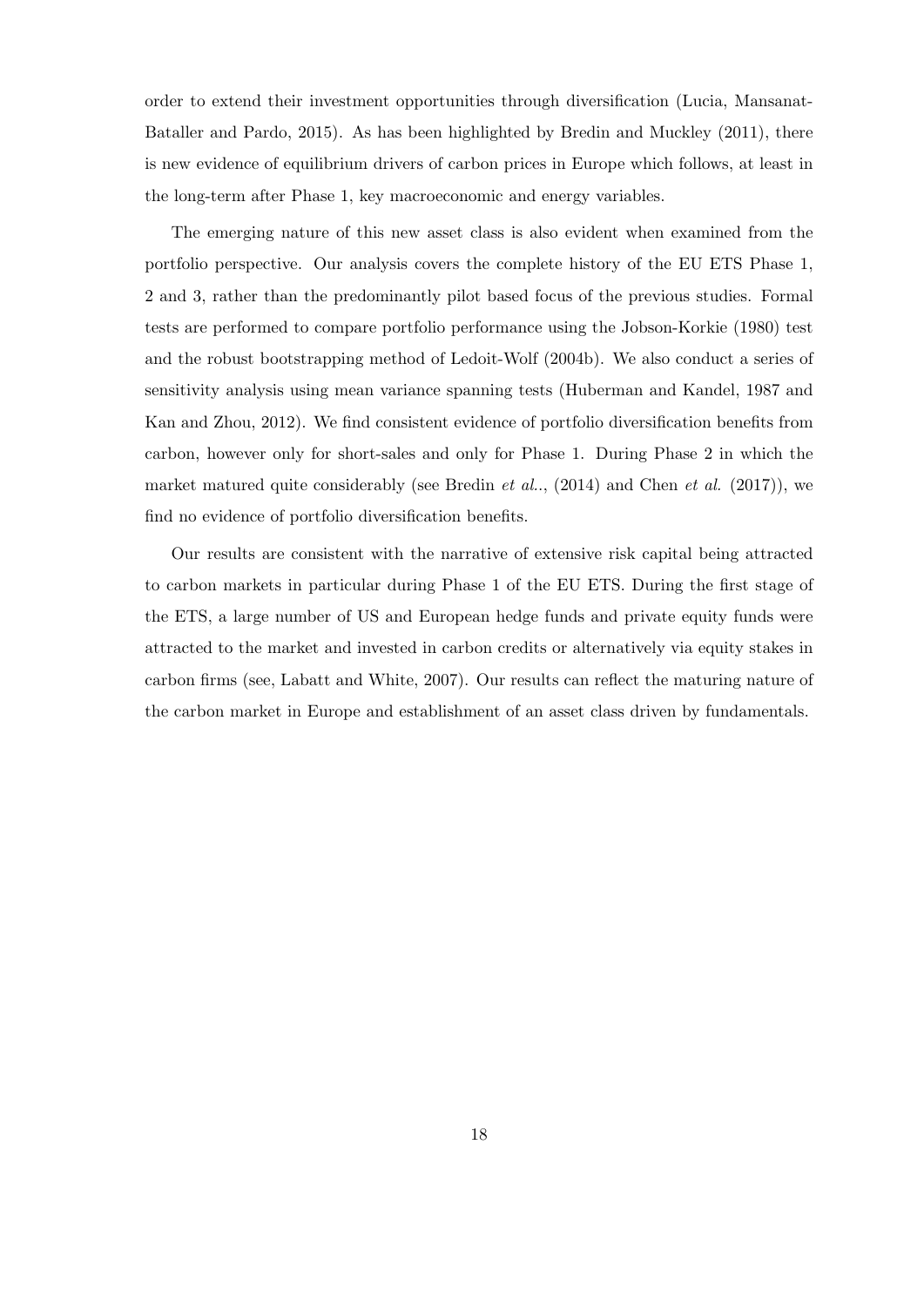order to extend their investment opportunities through diversification (Lucia, Mansanat-Bataller and Pardo, 2015). As has been highlighted by Bredin and Muckley (2011), there is new evidence of equilibrium drivers of carbon prices in Europe which follows, at least in the long-term after Phase 1, key macroeconomic and energy variables.

The emerging nature of this new asset class is also evident when examined from the portfolio perspective. Our analysis covers the complete history of the EU ETS Phase 1, 2 and 3, rather than the predominantly pilot based focus of the previous studies. Formal tests are performed to compare portfolio performance using the Jobson-Korkie (1980) test and the robust bootstrapping method of Ledoit-Wolf (2004b). We also conduct a series of sensitivity analysis using mean variance spanning tests (Huberman and Kandel, 1987 and Kan and Zhou, 2012). We find consistent evidence of portfolio diversification benefits from carbon, however only for short-sales and only for Phase 1. During Phase 2 in which the market matured quite considerably (see Bredin *et al.*., (2014) and Chen *et al.* (2017)), we find no evidence of portfolio diversification benefits.

Our results are consistent with the narrative of extensive risk capital being attracted to carbon markets in particular during Phase 1 of the EU ETS. During the first stage of the ETS, a large number of US and European hedge funds and private equity funds were attracted to the market and invested in carbon credits or alternatively via equity stakes in carbon firms (see, Labatt and White, 2007). Our results can reflect the maturing nature of the carbon market in Europe and establishment of an asset class driven by fundamentals.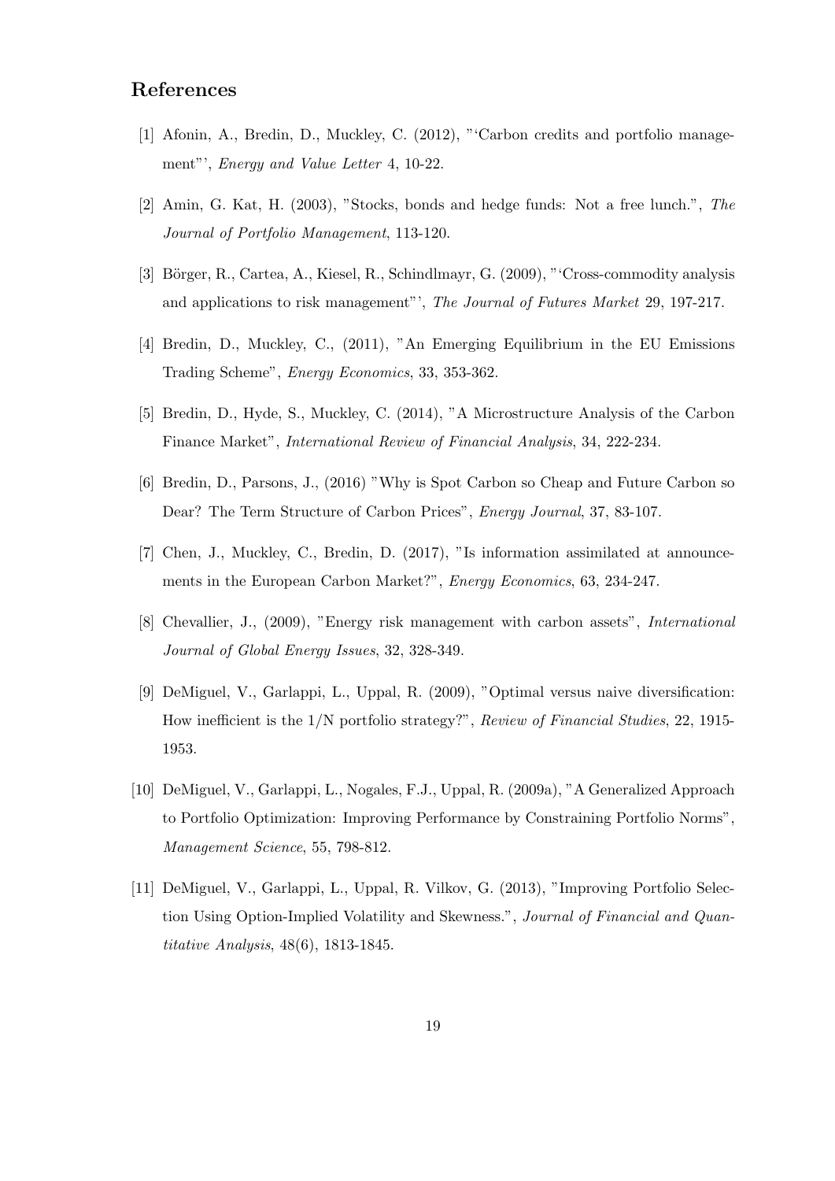## References

[1] Afonin, A., Bredin, D., Muckley, C. (2012), "'Carbon credits and portfolio management"', *Energy and Value Letter* 4, 10-22.

[2] Amin, G. Kat, H. (2003), "Stocks, bonds and hedge funds: Not a free lunch.", *The Journal of Portfolio Management*, 113-120.

[3] Börger, R., Cartea, A., Kiesel, R., Schindlmayr, G. (2009), "'Cross-commodity analysis and applications to risk management"', *The Journal of Futures Market* 29, 197-217.

[4] Bredin, D., Muckley, C., (2011), "An Emerging Equilibrium in the EU Emissions Trading Scheme", *Energy Economics*, 33, 353-362.

[5] Bredin, D., Hyde, S., Muckley, C. (2014), "A Microstructure Analysis of the Carbon Finance Market", *International Review of Financial Analysis*, 34, 222-234.

[6] Bredin, D., Parsons, J., (2016) "Why is Spot Carbon so Cheap and Future Carbon so Dear? The Term Structure of Carbon Prices", *Energy Journal*, 37, 83-107.

[7] Chen, J., Muckley, C., Bredin, D. (2017), "Is information assimilated at announcements in the European Carbon Market?", *Energy Economics*, 63, 234-247.

[8] Chevallier, J., (2009), "Energy risk management with carbon assets", *International Journal of Global Energy Issues*, 32, 328-349.

[9] DeMiguel, V., Garlappi, L., Uppal, R. (2009), "Optimal versus naive diversification: How inefficient is the 1/N portfolio strategy?", *Review of Financial Studies*, 22, 1915-1953.

[10] DeMiguel, V., Garlappi, L., Nogales, F.J., Uppal, R. (2009a), "A Generalized Approach to Portfolio Optimization: Improving Performance by Constraining Portfolio Norms", *Management Science*, 55, 798-812.

[11] DeMiguel, V., Garlappi, L., Uppal, R. Vilkov, G. (2013), "Improving Portfolio Selection Using Option-Implied Volatility and Skewness.", *Journal of Financial and Quantitative Analysis*, 48(6), 1813-1845.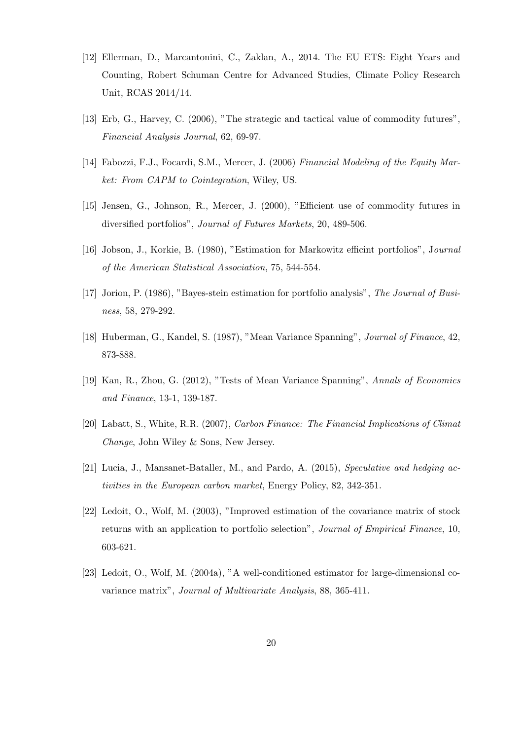[12] Ellerman, D., Marcantonini, C., Zaklan, A., 2014. The EU ETS: Eight Years and Counting, Robert Schuman Centre for Advanced Studies, Climate Policy Research Unit, RCAS 2014/14.

[13] Erb, G., Harvey, C. (2006), "The strategic and tactical value of commodity futures", *Financial Analysis Journal*, 62, 69-97.

[14] Fabozzi, F.J., Focardi, S.M., Mercer, J. (2006) *Financial Modeling of the Equity Market: From CAPM to Cointegration*, Wiley, US.

[15] Jensen, G., Johnson, R., Mercer, J. (2000), "Efficient use of commodity futures in diversified portfolios", *Journal of Futures Markets*, 20, 489-506.

[16] Jobson, J., Korkie, B. (1980), "Estimation for Markowitz efficint portfolios", J*ournal of the American Statistical Association*, 75, 544-554.

[17] Jorion, P. (1986), "Bayes-stein estimation for portfolio analysis", *The Journal of Business*, 58, 279-292.

[18] Huberman, G., Kandel, S. (1987), "Mean Variance Spanning", *Journal of Finance*, 42, 873-888.

[19] Kan, R., Zhou, G. (2012), "Tests of Mean Variance Spanning", *Annals of Economics and Finance*, 13-1, 139-187.

[20] Labatt, S., White, R.R. (2007), *Carbon Finance: The Financial Implications of Climat Change*, John Wiley & Sons, New Jersey.

[21] Lucia, J., Mansanet-Bataller, M., and Pardo, A. (2015), *Speculative and hedging activities in the European carbon market*, Energy Policy, 82, 342-351.

[22] Ledoit, O., Wolf, M. (2003), "Improved estimation of the covariance matrix of stock returns with an application to portfolio selection", *Journal of Empirical Finance*, 10, 603-621.

[23] Ledoit, O., Wolf, M. (2004a), "A well-conditioned estimator for large-dimensional covariance matrix", *Journal of Multivariate Analysis*, 88, 365-411.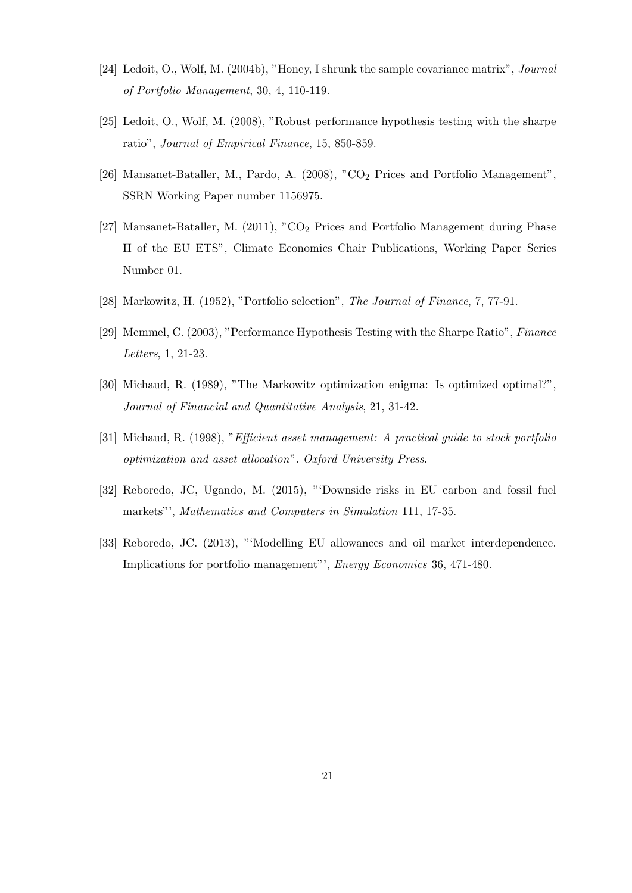[24] Ledoit, O., Wolf, M. (2004b), "Honey, I shrunk the sample covariance matrix", *Journal of Portfolio Management*, 30, 4, 110-119.

[25] Ledoit, O., Wolf, M. (2008), "Robust performance hypothesis testing with the sharpe ratio", *Journal of Empirical Finance*, 15, 850-859.

[26] Mansanet-Bataller, M., Pardo, A. (2008), "$CO_2$ Prices and Portfolio Management", SSRN Working Paper number 1156975.

[27] Mansanet-Bataller, M. (2011), "$CO_2$ Prices and Portfolio Management during Phase II of the EU ETS", Climate Economics Chair Publications, Working Paper Series Number 01.

[28] Markowitz, H. (1952), "Portfolio selection", *The Journal of Finance*, 7, 77-91.

[29] Memmel, C. (2003), "Performance Hypothesis Testing with the Sharpe Ratio", *Finance Letters*, 1, 21-23.

[30] Michaud, R. (1989), "The Markowitz optimization enigma: Is optimized optimal?", *Journal of Financial and Quantitative Analysis*, 21, 31-42.

[31] Michaud, R. (1998), "*Efficient asset management: A practical guide to stock portfolio optimization and asset allocation*". *Oxford University Press*.

[32] Reboredo, JC, Ugando, M. (2015), "'Downside risks in EU carbon and fossil fuel markets"', *Mathematics and Computers in Simulation* 111, 17-35.

[33] Reboredo, JC. (2013), "'Modelling EU allowances and oil market interdependence. Implications for portfolio management"', *Energy Economics* 36, 471-480.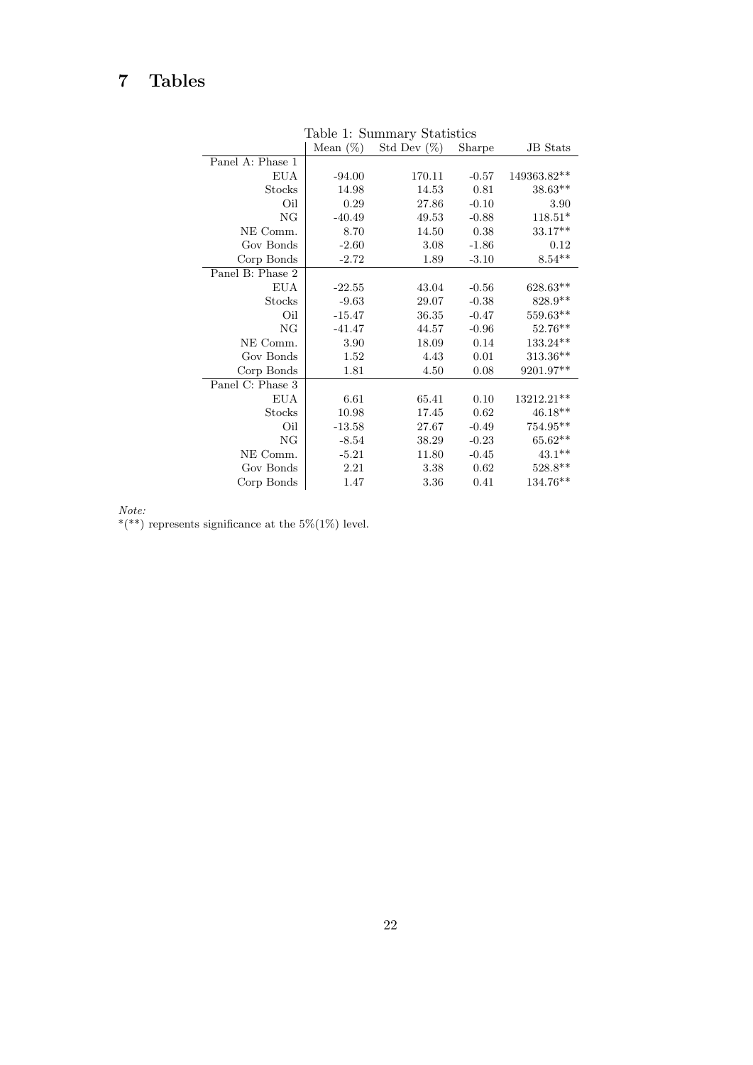# 7 Tables

Table 1: Summary Statistics

| | Mean (%) | Std Dev (%) | Sharpe | JB Stats |
|---|---|---|---|---|
| Panel A: Phase 1 | | | | |
| EUA | -94.00 | 170.11 | -0.57 | 149363.82** |
| Stocks | 14.98 | 14.53 | 0.81 | 38.63** |
| Oil | 0.29 | 27.86 | -0.10 | 3.90 |
| NG | -40.49 | 49.53 | -0.88 | 118.51* |
| NE Comm. | 8.70 | 14.50 | 0.38 | 33.17** |
| Gov Bonds | -2.60 | 3.08 | -1.86 | 0.12 |
| Corp Bonds | -2.72 | 1.89 | -3.10 | 8.54** |
| Panel B: Phase 2 | | | | |
| EUA | -22.55 | 43.04 | -0.56 | 628.63** |
| Stocks | -9.63 | 29.07 | -0.38 | 828.9** |
| Oil | -15.47 | 36.35 | -0.47 | 559.63** |
| NG | -41.47 | 44.57 | -0.96 | 52.76** |
| NE Comm. | 3.90 | 18.09 | 0.14 | 133.24** |
| Gov Bonds | 1.52 | 4.43 | 0.01 | 313.36** |
| Corp Bonds | 1.81 | 4.50 | 0.08 | 9201.97** |
| Panel C: Phase 3 | | | | |
| EUA | 6.61 | 65.41 | 0.10 | 13212.21** |
| Stocks | 10.98 | 17.45 | 0.62 | 46.18** |
| Oil | -13.58 | 27.67 | -0.49 | 754.95** |
| NG | -8.54 | 38.29 | -0.23 | 65.62** |
| NE Comm. | -5.21 | 11.80 | -0.45 | 43.1** |
| Gov Bonds | 2.21 | 3.38 | 0.62 | 528.8** |
| Corp Bonds | 1.47 | 3.36 | 0.41 | 134.76** |

*Note:*
*(**) represents significance at the 5%(1%) level.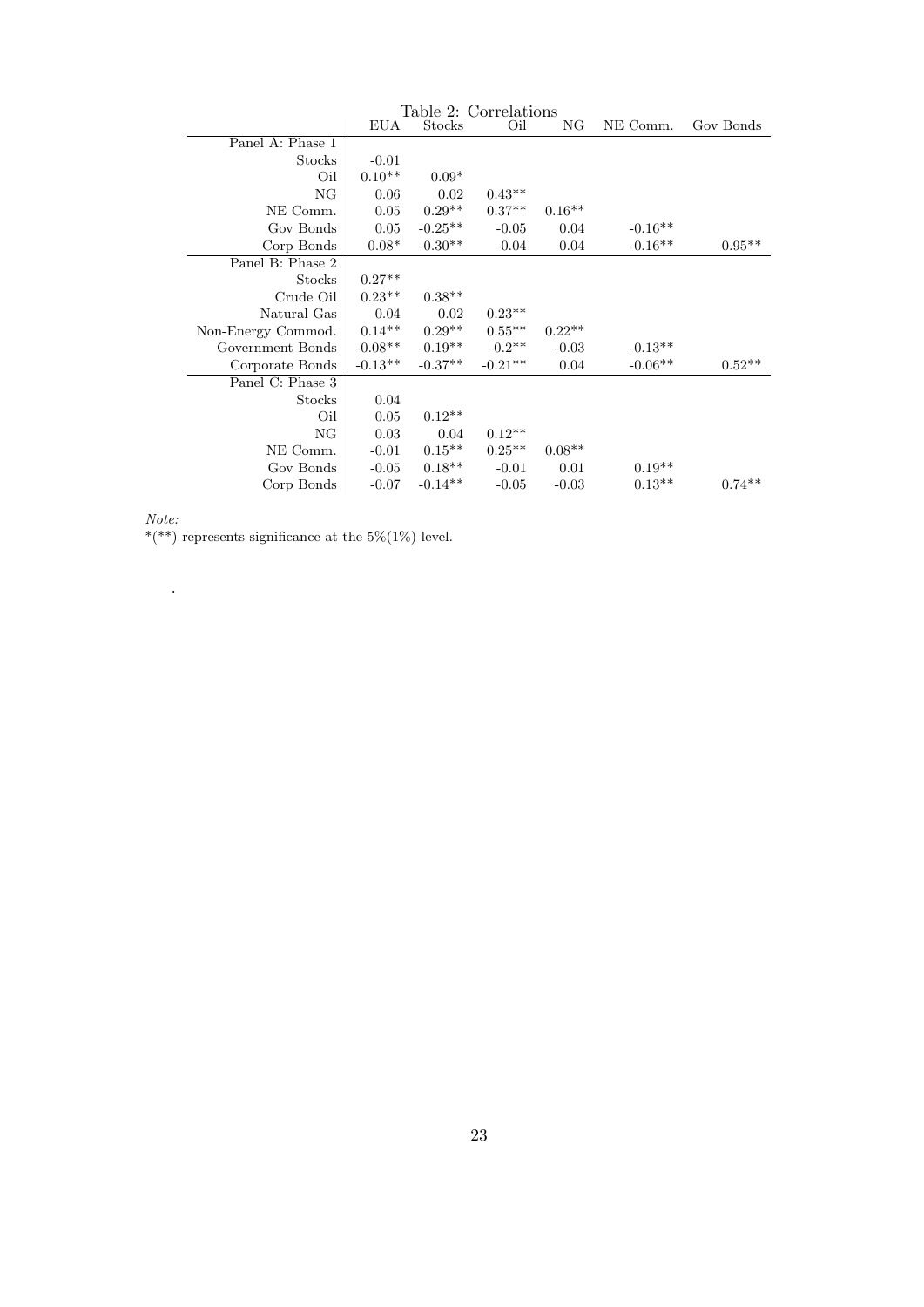Table 2: Correlations

| | EUA | Stocks | Oil | NG | NE Comm. | Gov Bonds |
|---|---|---|---|---|---|---|
| Panel A: Phase 1 | | | | | | |
| Stocks | -0.01 | | | | | |
| Oil | 0.10** | 0.09* | | | | |
| NG | 0.06 | 0.02 | 0.43** | | | |
| NE Comm. | 0.05 | 0.29** | 0.37** | 0.16** | | |
| Gov Bonds | 0.05 | -0.25** | -0.05 | 0.04 | -0.16** | |
| Corp Bonds | 0.08* | -0.30** | -0.04 | 0.04 | -0.16** | 0.95** |
| Panel B: Phase 2 | | | | | | |
| Stocks | 0.27** | | | | | |
| Crude Oil | 0.23** | 0.38** | | | | |
| Natural Gas | 0.04 | 0.02 | 0.23** | | | |
| Non-Energy Commod. | 0.14** | 0.29** | 0.55** | 0.22** | | |
| Government Bonds | -0.08** | -0.19** | -0.2** | -0.03 | -0.13** | |
| Corporate Bonds | -0.13** | -0.37** | -0.21** | 0.04 | -0.06** | 0.52** |
| Panel C: Phase 3 | | | | | | |
| Stocks | 0.04 | | | | | |
| Oil | 0.05 | 0.12** | | | | |
| NG | 0.03 | 0.04 | 0.12** | | | |
| NE Comm. | -0.01 | 0.15** | 0.25** | 0.08** | | |
| Gov Bonds | -0.05 | 0.18** | -0.01 | 0.01 | 0.19** | |
| Corp Bonds | -0.07 | -0.14** | -0.05 | -0.03 | 0.13** | 0.74** |

*Note:*
*(**) represents significance at the 5%(1%) level.

.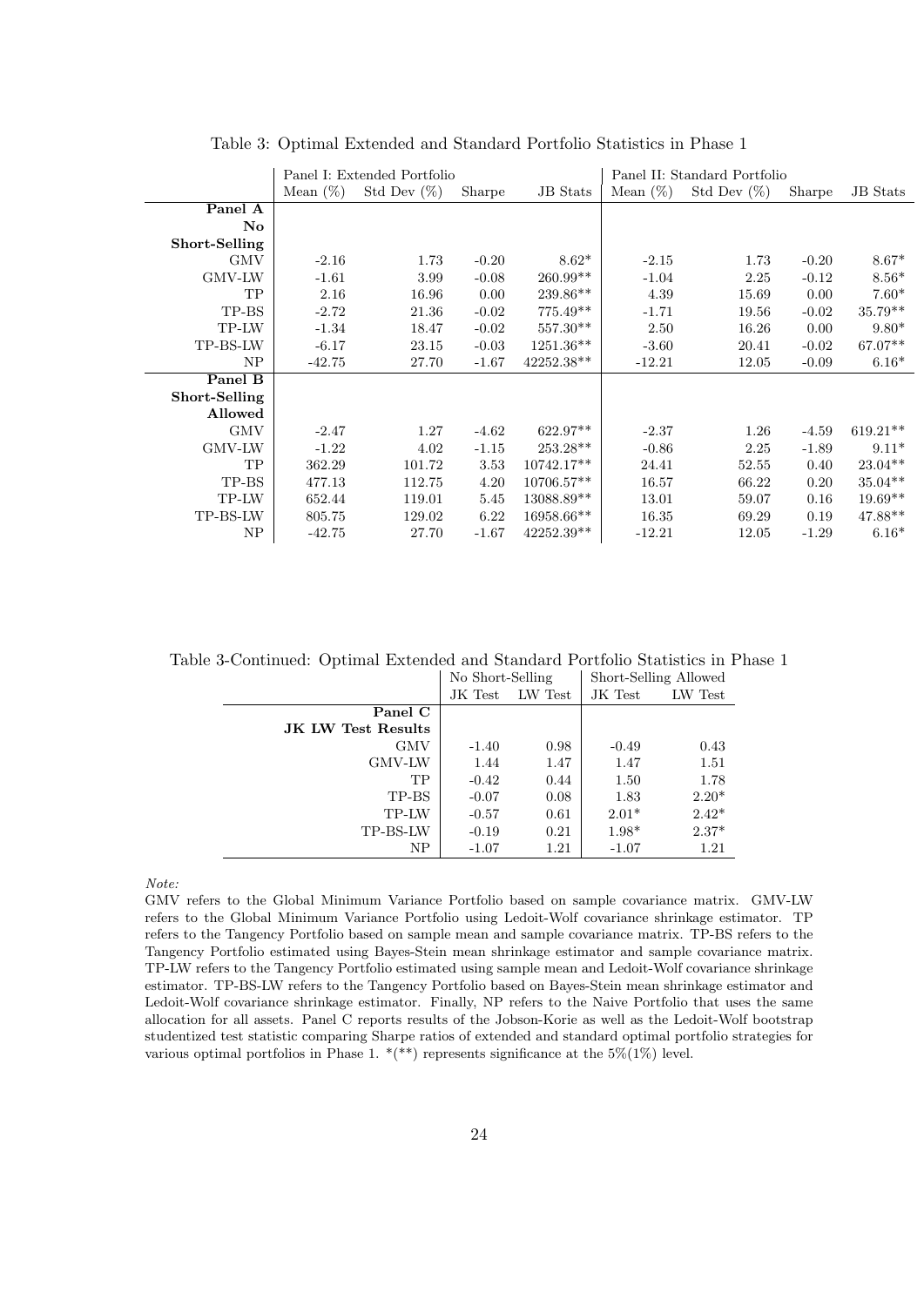Table 3: Optimal Extended and Standard Portfolio Statistics in Phase 1

| | Panel I: Extended Portfolio | | | | Panel II: Standard Portfolio | | | |
|---|---|---|---|---|---|---|---|---|
| | Mean (%) | Std Dev (%) | Sharpe | JB Stats | Mean (%) | Std Dev (%) | Sharpe | JB Stats |
| **Panel A No Short-Selling** | | | | | | | | |
| GMV | -2.16 | 1.73 | -0.20 | 8.62* | -2.15 | 1.73 | -0.20 | 8.67* |
| GMV-LW | -1.61 | 3.99 | -0.08 | 260.99** | -1.04 | 2.25 | -0.12 | 8.56* |
| TP | 2.16 | 16.96 | 0.00 | 239.86** | 4.39 | 15.69 | 0.00 | 7.60* |
| TP-BS | -2.72 | 21.36 | -0.02 | 775.49** | -1.71 | 19.56 | -0.02 | 35.79** |
| TP-LW | -1.34 | 18.47 | -0.02 | 557.30** | 2.50 | 16.26 | 0.00 | 9.80* |
| TP-BS-LW | -6.17 | 23.15 | -0.03 | 1251.36** | -3.60 | 20.41 | -0.02 | 67.07** |
| NP | -42.75 | 27.70 | -1.67 | 42252.38** | -12.21 | 12.05 | -0.09 | 6.16* |
| **Panel B Short-Selling Allowed** | | | | | | | | |
| GMV | -2.47 | 1.27 | -4.62 | 622.97** | -2.37 | 1.26 | -4.59 | 619.21** |
| GMV-LW | -1.22 | 4.02 | -1.15 | 253.28** | -0.86 | 2.25 | -1.89 | 9.11* |
| TP | 362.29 | 101.72 | 3.53 | 10742.17** | 24.41 | 52.55 | 0.40 | 23.04** |
| TP-BS | 477.13 | 112.75 | 4.20 | 10706.57** | 16.57 | 66.22 | 0.20 | 35.04** |
| TP-LW | 652.44 | 119.01 | 5.45 | 13088.89** | 13.01 | 59.07 | 0.16 | 19.69** |
| TP-BS-LW | 805.75 | 129.02 | 6.22 | 16958.66** | 16.35 | 69.29 | 0.19 | 47.88** |
| NP | -42.75 | 27.70 | -1.67 | 42252.39** | -12.21 | 12.05 | -1.29 | 6.16* |

Table 3-Continued: Optimal Extended and Standard Portfolio Statistics in Phase 1

| | No Short-Selling | | Short-Selling Allowed | |
|---|---|---|---|---|
| | JK Test | LW Test | JK Test | LW Test |
| **Panel C JK LW Test Results** | | | | |
| GMV | -1.40 | 0.98 | -0.49 | 0.43 |
| GMV-LW | 1.44 | 1.47 | 1.47 | 1.51 |
| TP | -0.42 | 0.44 | 1.50 | 1.78 |
| TP-BS | -0.07 | 0.08 | 1.83 | 2.20* |
| TP-LW | -0.57 | 0.61 | 2.01* | 2.42* |
| TP-BS-LW | -0.19 | 0.21 | 1.98* | 2.37* |
| NP | -1.07 | 1.21 | -1.07 | 1.21 |

*Note:*
GMV refers to the Global Minimum Variance Portfolio based on sample covariance matrix. GMV-LW refers to the Global Minimum Variance Portfolio using Ledoit-Wolf covariance shrinkage estimator. TP refers to the Tangency Portfolio based on sample mean and sample covariance matrix. TP-BS refers to the Tangency Portfolio estimated using Bayes-Stein mean shrinkage estimator and sample covariance matrix. TP-LW refers to the Tangency Portfolio estimated using sample mean and Ledoit-Wolf covariance shrinkage estimator. TP-BS-LW refers to the Tangency Portfolio based on Bayes-Stein mean shrinkage estimator and Ledoit-Wolf covariance shrinkage estimator. Finally, NP refers to the Naive Portfolio that uses the same allocation for all assets. Panel C reports results of the Jobson-Korie as well as the Ledoit-Wolf bootstrap studentized test statistic comparing Sharpe ratios of extended and standard optimal portfolio strategies for various optimal portfolios in Phase 1. *(**) represents significance at the 5%(1%) level.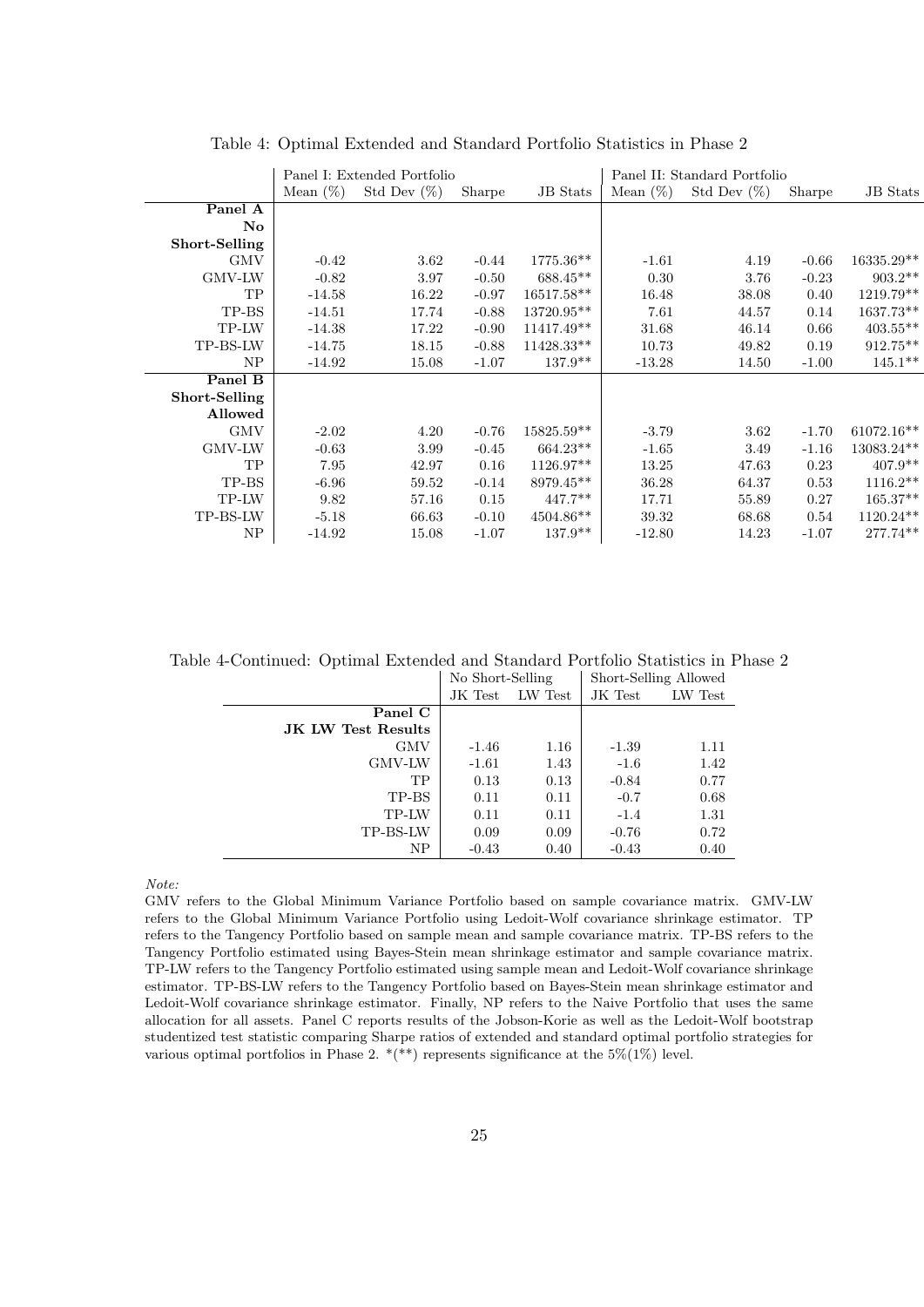Table 4: Optimal Extended and Standard Portfolio Statistics in Phase 2

| | Panel I: Extended Portfolio | | | | Panel II: Standard Portfolio | | | |
|---|---|---|---|---|---|---|---|---|
| | Mean (%) | Std Dev (%) | Sharpe | JB Stats | Mean (%) | Std Dev (%) | Sharpe | JB Stats |
| **Panel A** | | | | | | | | |
| **No** | | | | | | | | |
| **Short-Selling** | | | | | | | | |
| GMV | -0.42 | 3.62 | -0.44 | 1775.36** | -1.61 | 4.19 | -0.66 | 16335.29** |
| GMV-LW | -0.82 | 3.97 | -0.50 | 688.45** | 0.30 | 3.76 | -0.23 | 903.2** |
| TP | -14.58 | 16.22 | -0.97 | 16517.58** | 16.48 | 38.08 | 0.40 | 1219.79** |
| TP-BS | -14.51 | 17.74 | -0.88 | 13720.95** | 7.61 | 44.57 | 0.14 | 1637.73** |
| TP-LW | -14.38 | 17.22 | -0.90 | 11417.49** | 31.68 | 46.14 | 0.66 | 403.55** |
| TP-BS-LW | -14.75 | 18.15 | -0.88 | 11428.33** | 10.73 | 49.82 | 0.19 | 912.75** |
| NP | -14.92 | 15.08 | -1.07 | 137.9** | -13.28 | 14.50 | -1.00 | 145.1** |
| **Panel B** | | | | | | | | |
| **Short-Selling** | | | | | | | | |
| **Allowed** | | | | | | | | |
| GMV | -2.02 | 4.20 | -0.76 | 15825.59** | -3.79 | 3.62 | -1.70 | 61072.16** |
| GMV-LW | -0.63 | 3.99 | -0.45 | 664.23** | -1.65 | 3.49 | -1.16 | 13083.24** |
| TP | 7.95 | 42.97 | 0.16 | 1126.97** | 13.25 | 47.63 | 0.23 | 407.9** |
| TP-BS | -6.96 | 59.52 | -0.14 | 8979.45** | 36.28 | 64.37 | 0.53 | 1116.2** |
| TP-LW | 9.82 | 57.16 | 0.15 | 447.7** | 17.71 | 55.89 | 0.27 | 165.37** |
| TP-BS-LW | -5.18 | 66.63 | -0.10 | 4504.86** | 39.32 | 68.68 | 0.54 | 1120.24** |
| NP | -14.92 | 15.08 | -1.07 | 137.9** | -12.80 | 14.23 | -1.07 | 277.74** |

Table 4-Continued: Optimal Extended and Standard Portfolio Statistics in Phase 2

| | No Short-Selling | | Short-Selling Allowed | |
|---|---|---|---|---|
| | JK Test | LW Test | JK Test | LW Test |
| **Panel C** | | | | |
| **JK LW Test Results** | | | | |
| GMV | -1.46 | 1.16 | -1.39 | 1.11 |
| GMV-LW | -1.61 | 1.43 | -1.6 | 1.42 |
| TP | 0.13 | 0.13 | -0.84 | 0.77 |
| TP-BS | 0.11 | 0.11 | -0.7 | 0.68 |
| TP-LW | 0.11 | 0.11 | -1.4 | 1.31 |
| TP-BS-LW | 0.09 | 0.09 | -0.76 | 0.72 |
| NP | -0.43 | 0.40 | -0.43 | 0.40 |

*Note:*
GMV refers to the Global Minimum Variance Portfolio based on sample covariance matrix. GMV-LW refers to the Global Minimum Variance Portfolio using Ledoit-Wolf covariance shrinkage estimator. TP refers to the Tangency Portfolio based on sample mean and sample covariance matrix. TP-BS refers to the Tangency Portfolio estimated using Bayes-Stein mean shrinkage estimator and sample covariance matrix. TP-LW refers to the Tangency Portfolio estimated using sample mean and Ledoit-Wolf covariance shrinkage estimator. TP-BS-LW refers to the Tangency Portfolio based on Bayes-Stein mean shrinkage estimator and Ledoit-Wolf covariance shrinkage estimator. Finally, NP refers to the Naive Portfolio that uses the same allocation for all assets. Panel C reports results of the Jobson-Korie as well as the Ledoit-Wolf bootstrap studentized test statistic comparing Sharpe ratios of extended and standard optimal portfolio strategies for various optimal portfolios in Phase 2. *(**) represents significance at the 5%(1%) level.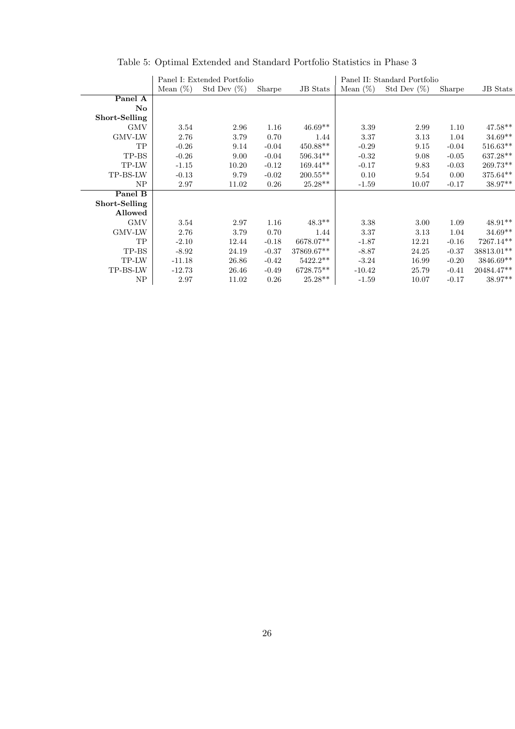Table 5: Optimal Extended and Standard Portfolio Statistics in Phase 3

| | Panel I: Extended Portfolio | | | | Panel II: Standard Portfolio | | | |
|---|---|---|---|---|---|---|---|---|
| | Mean (%) | Std Dev (%) | Sharpe | JB Stats | Mean (%) | Std Dev (%) | Sharpe | JB Stats |
| **Panel A No Short-Selling** | | | | | | | | |
| GMV | 3.54 | 2.96 | 1.16 | 46.69** | 3.39 | 2.99 | 1.10 | 47.58** |
| GMV-LW | 2.76 | 3.79 | 0.70 | 1.44 | 3.37 | 3.13 | 1.04 | 34.69** |
| TP | -0.26 | 9.14 | -0.04 | 450.88** | -0.29 | 9.15 | -0.04 | 516.63** |
| TP-BS | -0.26 | 9.00 | -0.04 | 596.34** | -0.32 | 9.08 | -0.05 | 637.28** |
| TP-LW | -1.15 | 10.20 | -0.12 | 169.44** | -0.17 | 9.83 | -0.03 | 269.73** |
| TP-BS-LW | -0.13 | 9.79 | -0.02 | 200.55** | 0.10 | 9.54 | 0.00 | 375.64** |
| NP | 2.97 | 11.02 | 0.26 | 25.28** | -1.59 | 10.07 | -0.17 | 38.97** |
| **Panel B Short-Selling Allowed** | | | | | | | | |
| GMV | 3.54 | 2.97 | 1.16 | 48.3** | 3.38 | 3.00 | 1.09 | 48.91** |
| GMV-LW | 2.76 | 3.79 | 0.70 | 1.44 | 3.37 | 3.13 | 1.04 | 34.69** |
| TP | -2.10 | 12.44 | -0.18 | 6678.07** | -1.87 | 12.21 | -0.16 | 7267.14** |
| TP-BS | -8.92 | 24.19 | -0.37 | 37869.67** | -8.87 | 24.25 | -0.37 | 38813.01** |
| TP-LW | -11.18 | 26.86 | -0.42 | 5422.2** | -3.24 | 16.99 | -0.20 | 3846.69** |
| TP-BS-LW | -12.73 | 26.46 | -0.49 | 6728.75** | -10.42 | 25.79 | -0.41 | 20484.47** |
| NP | 2.97 | 11.02 | 0.26 | 25.28** | -1.59 | 10.07 | -0.17 | 38.97** |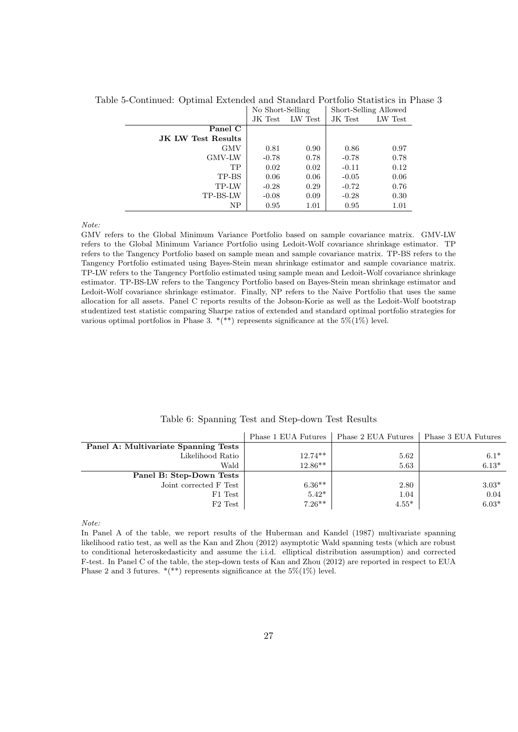Table 5-Continued: Optimal Extended and Standard Portfolio Statistics in Phase 3

| | No Short-Selling | | Short-Selling Allowed | |
|---|---|---|---|---|
| | JK Test | LW Test | JK Test | LW Test |
| **Panel C** | | | | |
| **JK LW Test Results** | | | | |
| GMV | 0.81 | 0.90 | 0.86 | 0.97 |
| GMV-LW | -0.78 | 0.78 | -0.78 | 0.78 |
| TP | 0.02 | 0.02 | -0.11 | 0.12 |
| TP-BS | 0.06 | 0.06 | -0.05 | 0.06 |
| TP-LW | -0.28 | 0.29 | -0.72 | 0.76 |
| TP-BS-LW | -0.08 | 0.09 | -0.28 | 0.30 |
| NP | 0.95 | 1.01 | 0.95 | 1.01 |

*Note:*

GMV refers to the Global Minimum Variance Portfolio based on sample covariance matrix. GMV-LW refers to the Global Minimum Variance Portfolio using Ledoit-Wolf covariance shrinkage estimator. TP refers to the Tangency Portfolio based on sample mean and sample covariance matrix. TP-BS refers to the Tangency Portfolio estimated using Bayes-Stein mean shrinkage estimator and sample covariance matrix. TP-LW refers to the Tangency Portfolio estimated using sample mean and Ledoit-Wolf covariance shrinkage estimator. TP-BS-LW refers to the Tangency Portfolio based on Bayes-Stein mean shrinkage estimator and Ledoit-Wolf covariance shrinkage estimator. Finally, NP refers to the Naive Portfolio that uses the same allocation for all assets. Panel C reports results of the Jobson-Korie as well as the Ledoit-Wolf bootstrap studentized test statistic comparing Sharpe ratios of extended and standard optimal portfolio strategies for various optimal portfolios in Phase 3. *(**) represents significance at the 5%(1%) level.

Table 6: Spanning Test and Step-down Test Results

| | Phase 1 EUA Futures | Phase 2 EUA Futures | Phase 3 EUA Futures |
|---|---|---|---|
| **Panel A: Multivariate Spanning Tests** | | | |
| Likelihood Ratio | 12.74** | 5.62 | 6.1* |
| Wald | 12.86** | 5.63 | 6.13* |
| **Panel B: Step-Down Tests** | | | |
| Joint corrected F Test | 6.36** | 2.80 | 3.03* |
| F1 Test | 5.42* | 1.04 | 0.04 |
| F2 Test | 7.26** | 4.55* | 6.03* |

*Note:*

In Panel A of the table, we report results of the Huberman and Kandel (1987) multivariate spanning likelihood ratio test, as well as the Kan and Zhou (2012) asymptotic Wald spanning tests (which are robust to conditional heteroskedasticity and assume the i.i.d. elliptical distribution assumption) and corrected F-test. In Panel C of the table, the step-down tests of Kan and Zhou (2012) are reported in respect to EUA Phase 2 and 3 futures. *(**) represents significance at the 5%(1%) level.